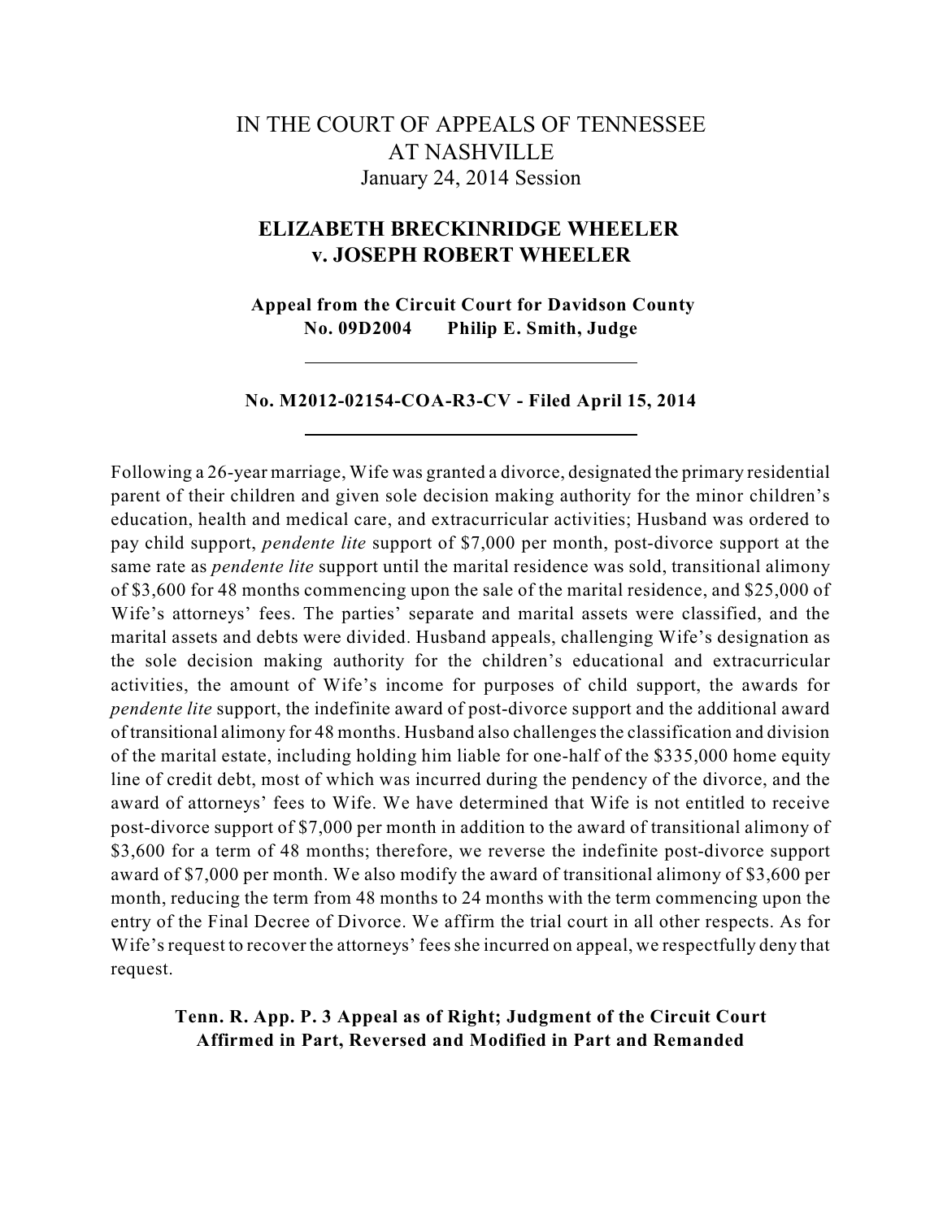# IN THE COURT OF APPEALS OF TENNESSEE
## AT NASHVILLE
January 24, 2014 Session

## ELIZABETH BRECKINRIDGE WHEELER v. JOSEPH ROBERT WHEELER

**Appeal from the Circuit Court for Davidson County**
**No. 09D2004 Philip E. Smith, Judge**

---

**No. M2012-02154-COA-R3-CV - Filed April 15, 2014**

---

Following a 26-year marriage, Wife was granted a divorce, designated the primary residential parent of their children and given sole decision making authority for the minor children's education, health and medical care, and extracurricular activities; Husband was ordered to pay child support, *pendente lite* support of $7,000 per month, post-divorce support at the same rate as *pendente lite* support until the marital residence was sold, transitional alimony of $3,600 for 48 months commencing upon the sale of the marital residence, and $25,000 of Wife's attorneys' fees. The parties' separate and marital assets were classified, and the marital assets and debts were divided. Husband appeals, challenging Wife's designation as the sole decision making authority for the children's educational and extracurricular activities, the amount of Wife's income for purposes of child support, the awards for *pendente lite* support, the indefinite award of post-divorce support and the additional award of transitional alimony for 48 months. Husband also challenges the classification and division of the marital estate, including holding him liable for one-half of the $335,000 home equity line of credit debt, most of which was incurred during the pendency of the divorce, and the award of attorneys' fees to Wife. We have determined that Wife is not entitled to receive post-divorce support of $7,000 per month in addition to the award of transitional alimony of $3,600 for a term of 48 months; therefore, we reverse the indefinite post-divorce support award of $7,000 per month. We also modify the award of transitional alimony of $3,600 per month, reducing the term from 48 months to 24 months with the term commencing upon the entry of the Final Decree of Divorce. We affirm the trial court in all other respects. As for Wife's request to recover the attorneys' fees she incurred on appeal, we respectfully deny that request.

**Tenn. R. App. P. 3 Appeal as of Right; Judgment of the Circuit Court Affirmed in Part, Reversed and Modified in Part and Remanded**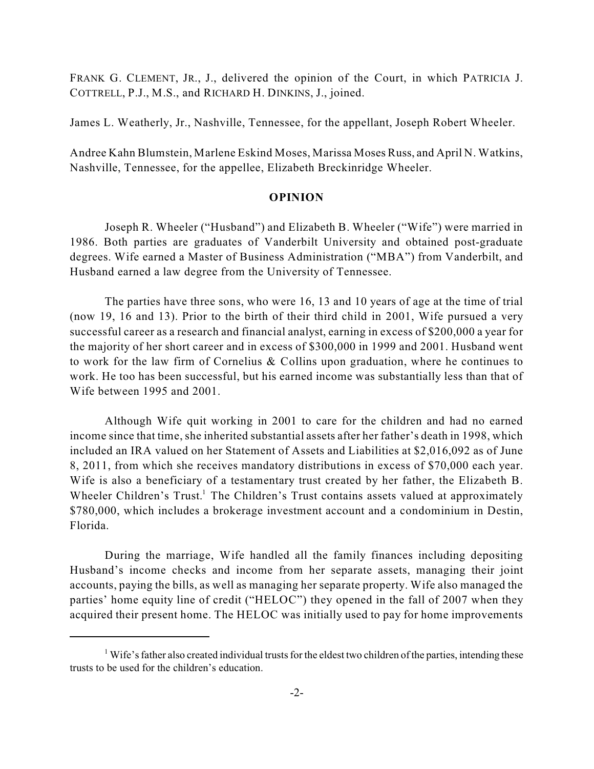FRANK G. CLEMENT, JR., J., delivered the opinion of the Court, in which PATRICIA J. COTTRELL, P.J., M.S., and RICHARD H. DINKINS, J., joined.

James L. Weatherly, Jr., Nashville, Tennessee, for the appellant, Joseph Robert Wheeler.

Andree Kahn Blumstein, Marlene Eskind Moses, Marissa Moses Russ, and April N. Watkins, Nashville, Tennessee, for the appellee, Elizabeth Breckinridge Wheeler.

## OPINION

Joseph R. Wheeler ("Husband") and Elizabeth B. Wheeler ("Wife") were married in 1986. Both parties are graduates of Vanderbilt University and obtained post-graduate degrees. Wife earned a Master of Business Administration ("MBA") from Vanderbilt, and Husband earned a law degree from the University of Tennessee.

The parties have three sons, who were 16, 13 and 10 years of age at the time of trial (now 19, 16 and 13). Prior to the birth of their third child in 2001, Wife pursued a very successful career as a research and financial analyst, earning in excess of $200,000 a year for the majority of her short career and in excess of $300,000 in 1999 and 2001. Husband went to work for the law firm of Cornelius & Collins upon graduation, where he continues to work. He too has been successful, but his earned income was substantially less than that of Wife between 1995 and 2001.

Although Wife quit working in 2001 to care for the children and had no earned income since that time, she inherited substantial assets after her father's death in 1998, which included an IRA valued on her Statement of Assets and Liabilities at $2,016,092 as of June 8, 2011, from which she receives mandatory distributions in excess of $70,000 each year. Wife is also a beneficiary of a testamentary trust created by her father, the Elizabeth B. Wheeler Children's Trust.[1] The Children's Trust contains assets valued at approximately $780,000, which includes a brokerage investment account and a condominium in Destin, Florida.

During the marriage, Wife handled all the family finances including depositing Husband's income checks and income from her separate assets, managing their joint accounts, paying the bills, as well as managing her separate property. Wife also managed the parties' home equity line of credit ("HELOC") they opened in the fall of 2007 when they acquired their present home. The HELOC was initially used to pay for home improvements

---

[1] Wife's father also created individual trusts for the eldest two children of the parties, intending these trusts to be used for the children's education.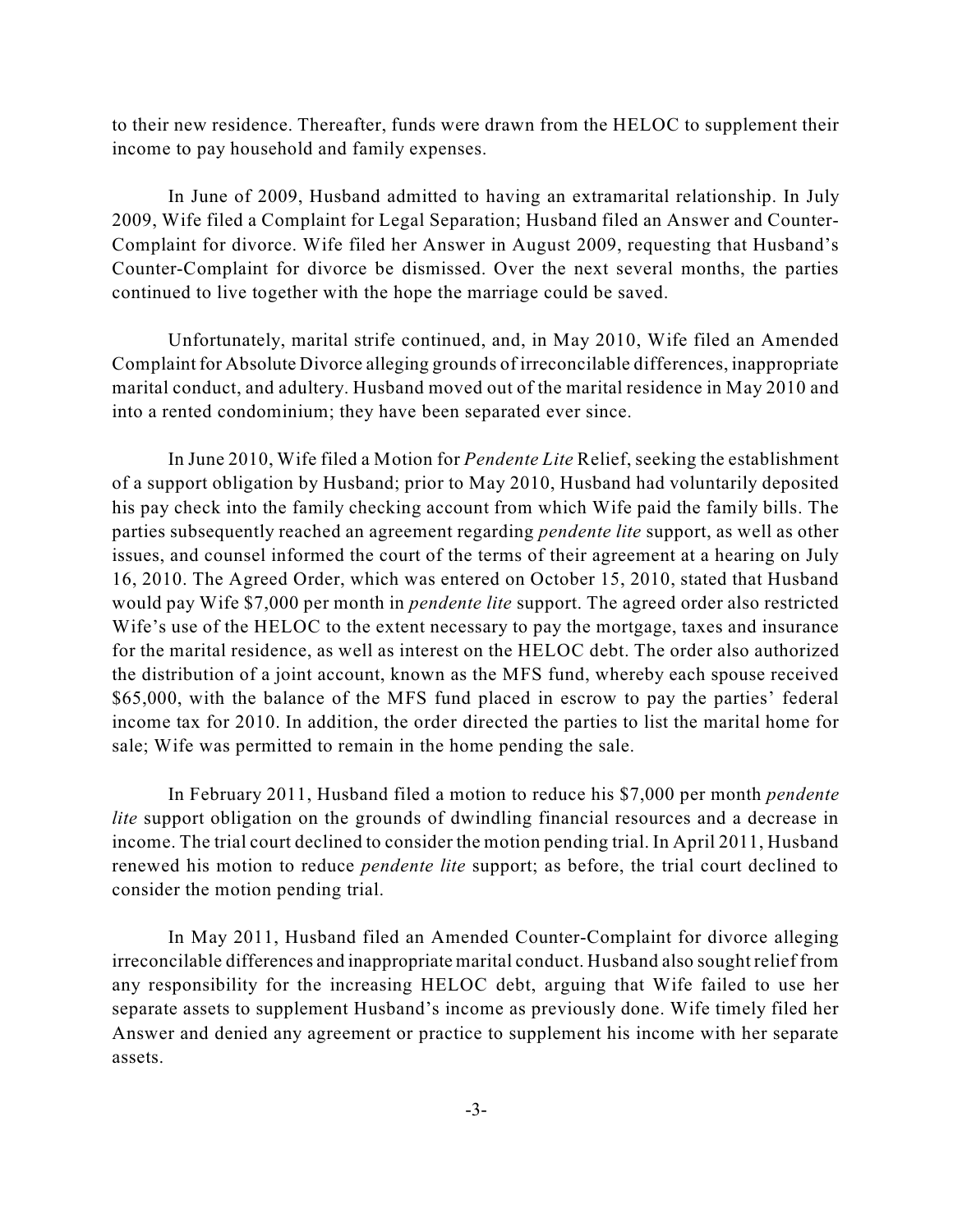to their new residence. Thereafter, funds were drawn from the HELOC to supplement their income to pay household and family expenses.

In June of 2009, Husband admitted to having an extramarital relationship. In July 2009, Wife filed a Complaint for Legal Separation; Husband filed an Answer and Counter-Complaint for divorce. Wife filed her Answer in August 2009, requesting that Husband's Counter-Complaint for divorce be dismissed. Over the next several months, the parties continued to live together with the hope the marriage could be saved.

Unfortunately, marital strife continued, and, in May 2010, Wife filed an Amended Complaint for Absolute Divorce alleging grounds of irreconcilable differences, inappropriate marital conduct, and adultery. Husband moved out of the marital residence in May 2010 and into a rented condominium; they have been separated ever since.

In June 2010, Wife filed a Motion for *Pendente Lite* Relief, seeking the establishment of a support obligation by Husband; prior to May 2010, Husband had voluntarily deposited his pay check into the family checking account from which Wife paid the family bills. The parties subsequently reached an agreement regarding *pendente lite* support, as well as other issues, and counsel informed the court of the terms of their agreement at a hearing on July 16, 2010. The Agreed Order, which was entered on October 15, 2010, stated that Husband would pay Wife $7,000 per month in *pendente lite* support. The agreed order also restricted Wife's use of the HELOC to the extent necessary to pay the mortgage, taxes and insurance for the marital residence, as well as interest on the HELOC debt. The order also authorized the distribution of a joint account, known as the MFS fund, whereby each spouse received $65,000, with the balance of the MFS fund placed in escrow to pay the parties' federal income tax for 2010. In addition, the order directed the parties to list the marital home for sale; Wife was permitted to remain in the home pending the sale.

In February 2011, Husband filed a motion to reduce his $7,000 per month *pendente lite* support obligation on the grounds of dwindling financial resources and a decrease in income. The trial court declined to consider the motion pending trial. In April 2011, Husband renewed his motion to reduce *pendente lite* support; as before, the trial court declined to consider the motion pending trial.

In May 2011, Husband filed an Amended Counter-Complaint for divorce alleging irreconcilable differences and inappropriate marital conduct. Husband also sought relief from any responsibility for the increasing HELOC debt, arguing that Wife failed to use her separate assets to supplement Husband's income as previously done. Wife timely filed her Answer and denied any agreement or practice to supplement his income with her separate assets.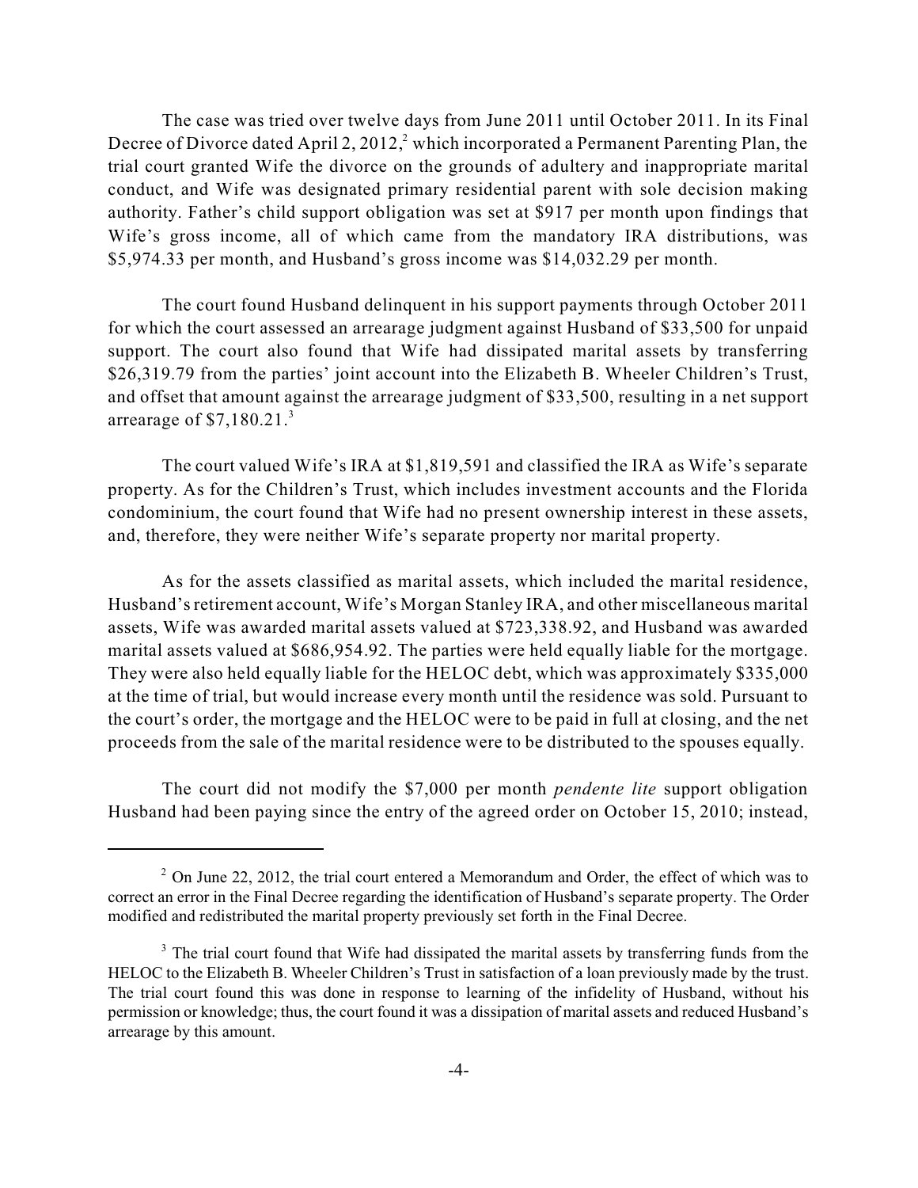The case was tried over twelve days from June 2011 until October 2011. In its Final Decree of Divorce dated April 2, 2012,[2] which incorporated a Permanent Parenting Plan, the trial court granted Wife the divorce on the grounds of adultery and inappropriate marital conduct, and Wife was designated primary residential parent with sole decision making authority. Father's child support obligation was set at $917 per month upon findings that Wife's gross income, all of which came from the mandatory IRA distributions, was $5,974.33 per month, and Husband's gross income was $14,032.29 per month.

The court found Husband delinquent in his support payments through October 2011 for which the court assessed an arrearage judgment against Husband of $33,500 for unpaid support. The court also found that Wife had dissipated marital assets by transferring $26,319.79 from the parties' joint account into the Elizabeth B. Wheeler Children's Trust, and offset that amount against the arrearage judgment of $33,500, resulting in a net support arrearage of $7,180.21.[3]

The court valued Wife's IRA at $1,819,591 and classified the IRA as Wife's separate property. As for the Children's Trust, which includes investment accounts and the Florida condominium, the court found that Wife had no present ownership interest in these assets, and, therefore, they were neither Wife's separate property nor marital property.

As for the assets classified as marital assets, which included the marital residence, Husband's retirement account, Wife's Morgan Stanley IRA, and other miscellaneous marital assets, Wife was awarded marital assets valued at $723,338.92, and Husband was awarded marital assets valued at $686,954.92. The parties were held equally liable for the mortgage. They were also held equally liable for the HELOC debt, which was approximately $335,000 at the time of trial, but would increase every month until the residence was sold. Pursuant to the court's order, the mortgage and the HELOC were to be paid in full at closing, and the net proceeds from the sale of the marital residence were to be distributed to the spouses equally.

The court did not modify the $7,000 per month *pendente lite* support obligation Husband had been paying since the entry of the agreed order on October 15, 2010; instead,

---

[2] On June 22, 2012, the trial court entered a Memorandum and Order, the effect of which was to correct an error in the Final Decree regarding the identification of Husband's separate property. The Order modified and redistributed the marital property previously set forth in the Final Decree.

[3] The trial court found that Wife had dissipated the marital assets by transferring funds from the HELOC to the Elizabeth B. Wheeler Children's Trust in satisfaction of a loan previously made by the trust. The trial court found this was done in response to learning of the infidelity of Husband, without his permission or knowledge; thus, the court found it was a dissipation of marital assets and reduced Husband's arrearage by this amount.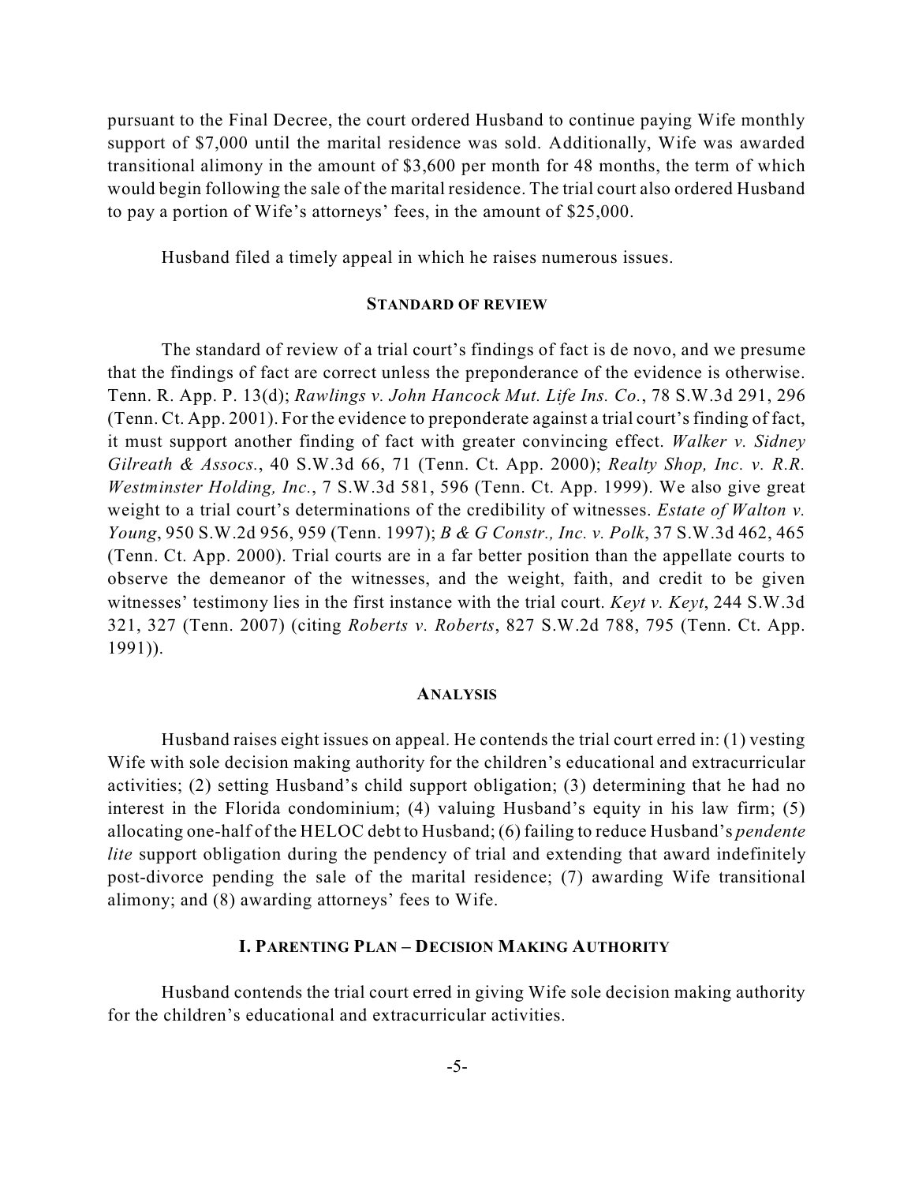pursuant to the Final Decree, the court ordered Husband to continue paying Wife monthly support of $7,000 until the marital residence was sold. Additionally, Wife was awarded transitional alimony in the amount of $3,600 per month for 48 months, the term of which would begin following the sale of the marital residence. The trial court also ordered Husband to pay a portion of Wife's attorneys' fees, in the amount of $25,000.

Husband filed a timely appeal in which he raises numerous issues.

## STANDARD OF REVIEW

The standard of review of a trial court's findings of fact is de novo, and we presume that the findings of fact are correct unless the preponderance of the evidence is otherwise. Tenn. R. App. P. 13(d); *Rawlings v. John Hancock Mut. Life Ins. Co.*, 78 S.W.3d 291, 296 (Tenn. Ct. App. 2001). For the evidence to preponderate against a trial court's finding of fact, it must support another finding of fact with greater convincing effect. *Walker v. Sidney Gilreath & Assocs.*, 40 S.W.3d 66, 71 (Tenn. Ct. App. 2000); *Realty Shop, Inc. v. R.R. Westminster Holding, Inc.*, 7 S.W.3d 581, 596 (Tenn. Ct. App. 1999). We also give great weight to a trial court's determinations of the credibility of witnesses. *Estate of Walton v. Young*, 950 S.W.2d 956, 959 (Tenn. 1997); *B & G Constr., Inc. v. Polk*, 37 S.W.3d 462, 465 (Tenn. Ct. App. 2000). Trial courts are in a far better position than the appellate courts to observe the demeanor of the witnesses, and the weight, faith, and credit to be given witnesses' testimony lies in the first instance with the trial court. *Keyt v. Keyt*, 244 S.W.3d 321, 327 (Tenn. 2007) (citing *Roberts v. Roberts*, 827 S.W.2d 788, 795 (Tenn. Ct. App. 1991)).

## ANALYSIS

Husband raises eight issues on appeal. He contends the trial court erred in: (1) vesting Wife with sole decision making authority for the children's educational and extracurricular activities; (2) setting Husband's child support obligation; (3) determining that he had no interest in the Florida condominium; (4) valuing Husband's equity in his law firm; (5) allocating one-half of the HELOC debt to Husband; (6) failing to reduce Husband's *pendente lite* support obligation during the pendency of trial and extending that award indefinitely post-divorce pending the sale of the marital residence; (7) awarding Wife transitional alimony; and (8) awarding attorneys' fees to Wife.

### I. PARENTING PLAN – DECISION MAKING AUTHORITY

Husband contends the trial court erred in giving Wife sole decision making authority for the children's educational and extracurricular activities.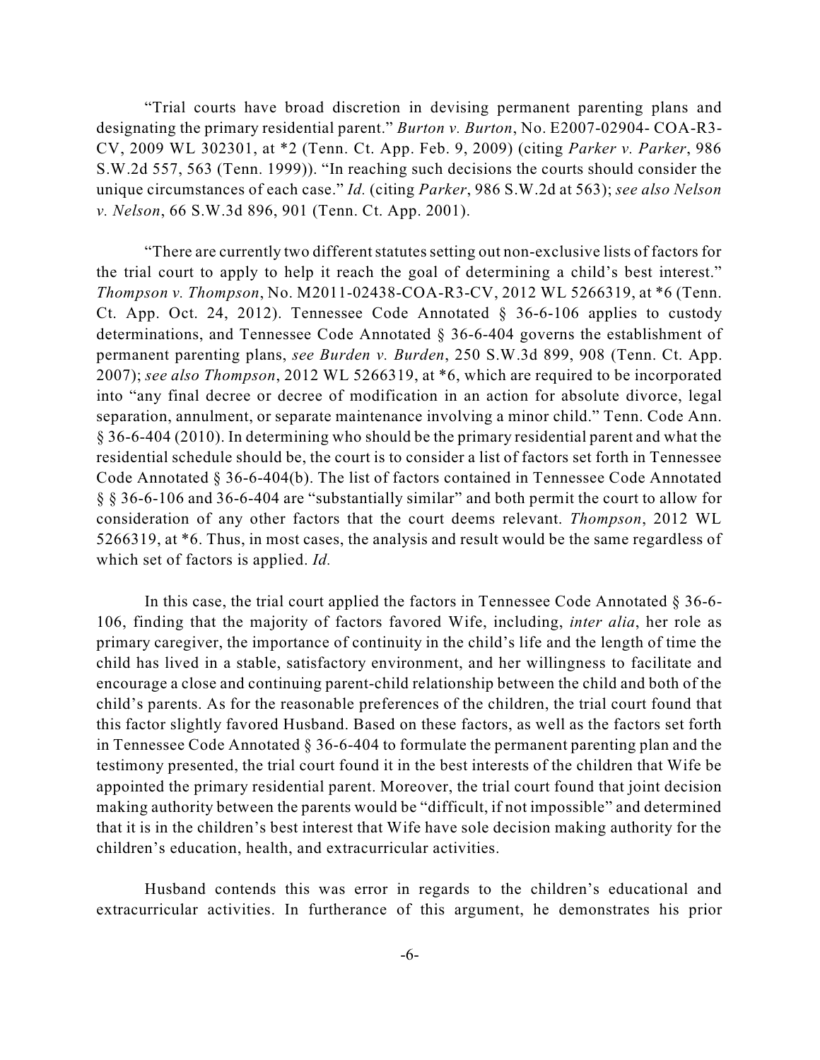"Trial courts have broad discretion in devising permanent parenting plans and designating the primary residential parent." *Burton v. Burton*, No. E2007-02904- COA-R3-CV, 2009 WL 302301, at *2 (Tenn. Ct. App. Feb. 9, 2009) (citing *Parker v. Parker*, 986 S.W.2d 557, 563 (Tenn. 1999)). "In reaching such decisions the courts should consider the unique circumstances of each case." *Id.* (citing *Parker*, 986 S.W.2d at 563); *see also Nelson v. Nelson*, 66 S.W.3d 896, 901 (Tenn. Ct. App. 2001).

"There are currently two different statutes setting out non-exclusive lists of factors for the trial court to apply to help it reach the goal of determining a child's best interest." *Thompson v. Thompson*, No. M2011-02438-COA-R3-CV, 2012 WL 5266319, at *6 (Tenn. Ct. App. Oct. 24, 2012). Tennessee Code Annotated § 36-6-106 applies to custody determinations, and Tennessee Code Annotated § 36-6-404 governs the establishment of permanent parenting plans, *see Burden v. Burden*, 250 S.W.3d 899, 908 (Tenn. Ct. App. 2007); *see also Thompson*, 2012 WL 5266319, at *6, which are required to be incorporated into "any final decree or decree of modification in an action for absolute divorce, legal separation, annulment, or separate maintenance involving a minor child." Tenn. Code Ann. § 36-6-404 (2010). In determining who should be the primary residential parent and what the residential schedule should be, the court is to consider a list of factors set forth in Tennessee Code Annotated § 36-6-404(b). The list of factors contained in Tennessee Code Annotated § § 36-6-106 and 36-6-404 are "substantially similar" and both permit the court to allow for consideration of any other factors that the court deems relevant. *Thompson*, 2012 WL 5266319, at *6. Thus, in most cases, the analysis and result would be the same regardless of which set of factors is applied. *Id.*

In this case, the trial court applied the factors in Tennessee Code Annotated § 36-6-106, finding that the majority of factors favored Wife, including, *inter alia*, her role as primary caregiver, the importance of continuity in the child's life and the length of time the child has lived in a stable, satisfactory environment, and her willingness to facilitate and encourage a close and continuing parent-child relationship between the child and both of the child's parents. As for the reasonable preferences of the children, the trial court found that this factor slightly favored Husband. Based on these factors, as well as the factors set forth in Tennessee Code Annotated § 36-6-404 to formulate the permanent parenting plan and the testimony presented, the trial court found it in the best interests of the children that Wife be appointed the primary residential parent. Moreover, the trial court found that joint decision making authority between the parents would be "difficult, if not impossible" and determined that it is in the children's best interest that Wife have sole decision making authority for the children's education, health, and extracurricular activities.

Husband contends this was error in regards to the children's educational and extracurricular activities. In furtherance of this argument, he demonstrates his prior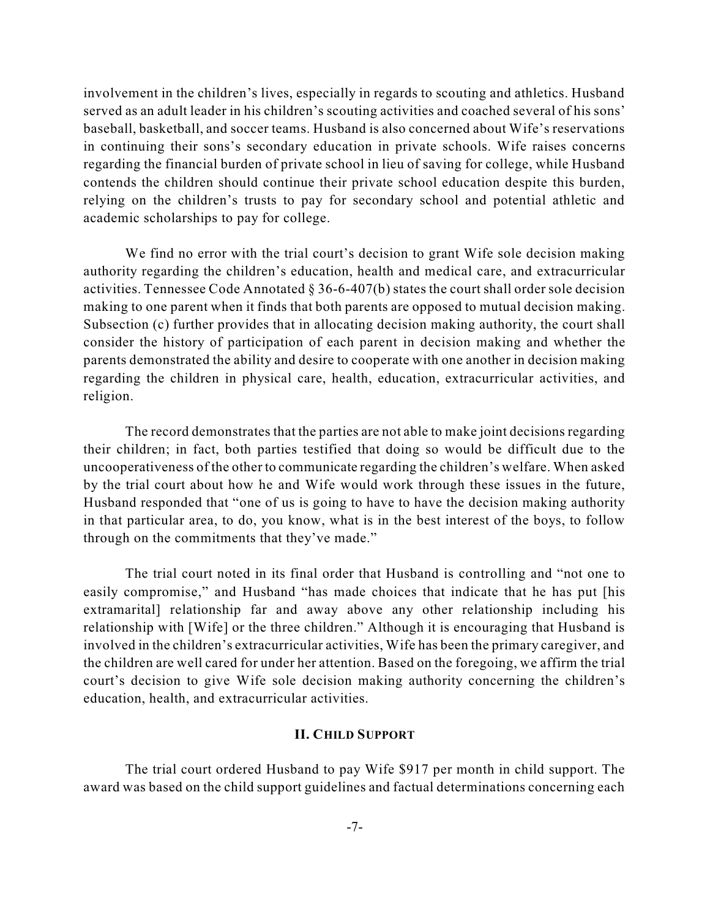involvement in the children's lives, especially in regards to scouting and athletics. Husband served as an adult leader in his children's scouting activities and coached several of his sons' baseball, basketball, and soccer teams. Husband is also concerned about Wife's reservations in continuing their sons's secondary education in private schools. Wife raises concerns regarding the financial burden of private school in lieu of saving for college, while Husband contends the children should continue their private school education despite this burden, relying on the children's trusts to pay for secondary school and potential athletic and academic scholarships to pay for college.

We find no error with the trial court's decision to grant Wife sole decision making authority regarding the children's education, health and medical care, and extracurricular activities. Tennessee Code Annotated § 36-6-407(b) states the court shall order sole decision making to one parent when it finds that both parents are opposed to mutual decision making. Subsection (c) further provides that in allocating decision making authority, the court shall consider the history of participation of each parent in decision making and whether the parents demonstrated the ability and desire to cooperate with one another in decision making regarding the children in physical care, health, education, extracurricular activities, and religion.

The record demonstrates that the parties are not able to make joint decisions regarding their children; in fact, both parties testified that doing so would be difficult due to the uncooperativeness of the other to communicate regarding the children's welfare. When asked by the trial court about how he and Wife would work through these issues in the future, Husband responded that "one of us is going to have to have the decision making authority in that particular area, to do, you know, what is in the best interest of the boys, to follow through on the commitments that they've made."

The trial court noted in its final order that Husband is controlling and "not one to easily compromise," and Husband "has made choices that indicate that he has put [his extramarital] relationship far and away above any other relationship including his relationship with [Wife] or the three children." Although it is encouraging that Husband is involved in the children's extracurricular activities, Wife has been the primary caregiver, and the children are well cared for under her attention. Based on the foregoing, we affirm the trial court's decision to give Wife sole decision making authority concerning the children's education, health, and extracurricular activities.

### II. Child Support

The trial court ordered Husband to pay Wife $917 per month in child support. The award was based on the child support guidelines and factual determinations concerning each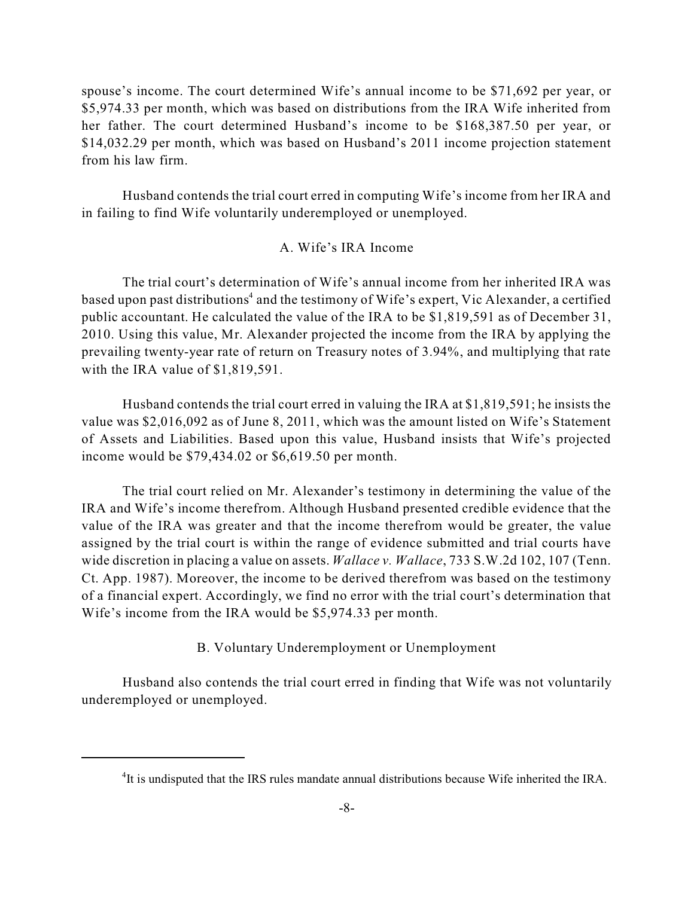spouse's income. The court determined Wife's annual income to be $71,692 per year, or $5,974.33 per month, which was based on distributions from the IRA Wife inherited from her father. The court determined Husband's income to be $168,387.50 per year, or $14,032.29 per month, which was based on Husband's 2011 income projection statement from his law firm.

Husband contends the trial court erred in computing Wife's income from her IRA and in failing to find Wife voluntarily underemployed or unemployed.

### A. Wife's IRA Income

The trial court's determination of Wife's annual income from her inherited IRA was based upon past distributions[4] and the testimony of Wife's expert, Vic Alexander, a certified public accountant. He calculated the value of the IRA to be $1,819,591 as of December 31, 2010. Using this value, Mr. Alexander projected the income from the IRA by applying the prevailing twenty-year rate of return on Treasury notes of 3.94%, and multiplying that rate with the IRA value of $1,819,591.

Husband contends the trial court erred in valuing the IRA at $1,819,591; he insists the value was $2,016,092 as of June 8, 2011, which was the amount listed on Wife's Statement of Assets and Liabilities. Based upon this value, Husband insists that Wife's projected income would be $79,434.02 or $6,619.50 per month.

The trial court relied on Mr. Alexander's testimony in determining the value of the IRA and Wife's income therefrom. Although Husband presented credible evidence that the value of the IRA was greater and that the income therefrom would be greater, the value assigned by the trial court is within the range of evidence submitted and trial courts have wide discretion in placing a value on assets. *Wallace v. Wallace*, 733 S.W.2d 102, 107 (Tenn. Ct. App. 1987). Moreover, the income to be derived therefrom was based on the testimony of a financial expert. Accordingly, we find no error with the trial court's determination that Wife's income from the IRA would be $5,974.33 per month.

### B. Voluntary Underemployment or Unemployment

Husband also contends the trial court erred in finding that Wife was not voluntarily underemployed or unemployed.

---

[4] It is undisputed that the IRS rules mandate annual distributions because Wife inherited the IRA.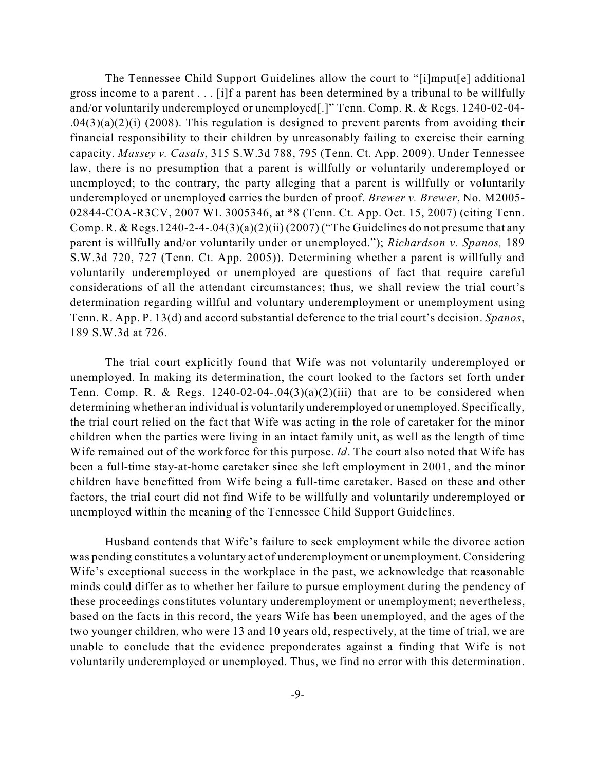The Tennessee Child Support Guidelines allow the court to "[i]mput[e] additional gross income to a parent . . . [i]f a parent has been determined by a tribunal to be willfully and/or voluntarily underemployed or unemployed[.]" Tenn. Comp. R. & Regs. 1240-02-04-.04(3)(a)(2)(i) (2008). This regulation is designed to prevent parents from avoiding their financial responsibility to their children by unreasonably failing to exercise their earning capacity. *Massey v. Casals*, 315 S.W.3d 788, 795 (Tenn. Ct. App. 2009). Under Tennessee law, there is no presumption that a parent is willfully or voluntarily underemployed or unemployed; to the contrary, the party alleging that a parent is willfully or voluntarily underemployed or unemployed carries the burden of proof. *Brewer v. Brewer*, No. M2005-02844-COA-R3CV, 2007 WL 3005346, at *8 (Tenn. Ct. App. Oct. 15, 2007) (citing Tenn. Comp. R. & Regs.1240-2-4-.04(3)(a)(2)(ii) (2007) ("The Guidelines do not presume that any parent is willfully and/or voluntarily under or unemployed."); *Richardson v. Spanos,* 189 S.W.3d 720, 727 (Tenn. Ct. App. 2005)). Determining whether a parent is willfully and voluntarily underemployed or unemployed are questions of fact that require careful considerations of all the attendant circumstances; thus, we shall review the trial court's determination regarding willful and voluntary underemployment or unemployment using Tenn. R. App. P. 13(d) and accord substantial deference to the trial court's decision. *Spanos*, 189 S.W.3d at 726.

The trial court explicitly found that Wife was not voluntarily underemployed or unemployed. In making its determination, the court looked to the factors set forth under Tenn. Comp. R. & Regs. 1240-02-04-.04(3)(a)(2)(iii) that are to be considered when determining whether an individual is voluntarily underemployed or unemployed. Specifically, the trial court relied on the fact that Wife was acting in the role of caretaker for the minor children when the parties were living in an intact family unit, as well as the length of time Wife remained out of the workforce for this purpose. *Id*. The court also noted that Wife has been a full-time stay-at-home caretaker since she left employment in 2001, and the minor children have benefitted from Wife being a full-time caretaker. Based on these and other factors, the trial court did not find Wife to be willfully and voluntarily underemployed or unemployed within the meaning of the Tennessee Child Support Guidelines.

Husband contends that Wife's failure to seek employment while the divorce action was pending constitutes a voluntary act of underemployment or unemployment. Considering Wife's exceptional success in the workplace in the past, we acknowledge that reasonable minds could differ as to whether her failure to pursue employment during the pendency of these proceedings constitutes voluntary underemployment or unemployment; nevertheless, based on the facts in this record, the years Wife has been unemployed, and the ages of the two younger children, who were 13 and 10 years old, respectively, at the time of trial, we are unable to conclude that the evidence preponderates against a finding that Wife is not voluntarily underemployed or unemployed. Thus, we find no error with this determination.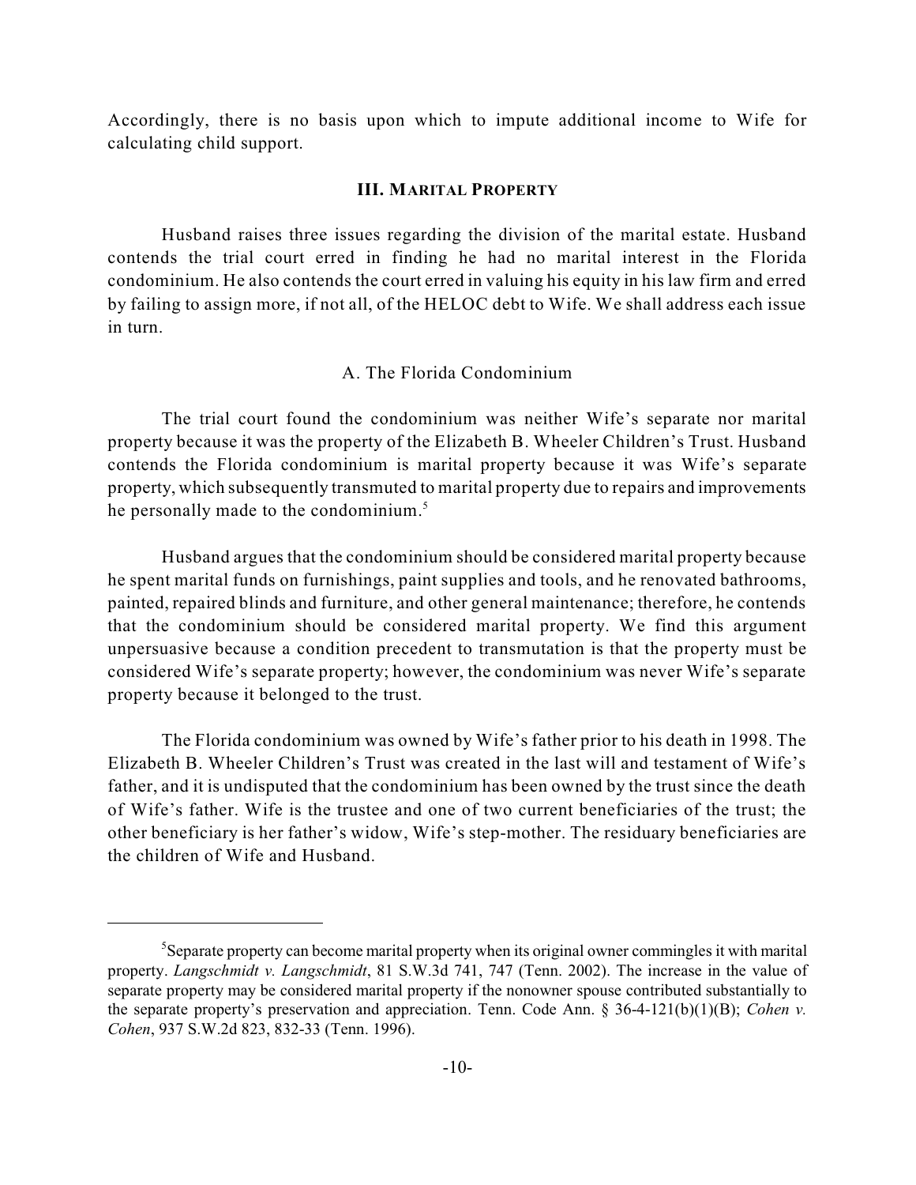Accordingly, there is no basis upon which to impute additional income to Wife for calculating child support.

## III. MARITAL PROPERTY

Husband raises three issues regarding the division of the marital estate. Husband contends the trial court erred in finding he had no marital interest in the Florida condominium. He also contends the court erred in valuing his equity in his law firm and erred by failing to assign more, if not all, of the HELOC debt to Wife. We shall address each issue in turn.

### A. The Florida Condominium

The trial court found the condominium was neither Wife's separate nor marital property because it was the property of the Elizabeth B. Wheeler Children's Trust. Husband contends the Florida condominium is marital property because it was Wife's separate property, which subsequently transmuted to marital property due to repairs and improvements he personally made to the condominium.[5]

Husband argues that the condominium should be considered marital property because he spent marital funds on furnishings, paint supplies and tools, and he renovated bathrooms, painted, repaired blinds and furniture, and other general maintenance; therefore, he contends that the condominium should be considered marital property. We find this argument unpersuasive because a condition precedent to transmutation is that the property must be considered Wife's separate property; however, the condominium was never Wife's separate property because it belonged to the trust.

The Florida condominium was owned by Wife's father prior to his death in 1998. The Elizabeth B. Wheeler Children's Trust was created in the last will and testament of Wife's father, and it is undisputed that the condominium has been owned by the trust since the death of Wife's father. Wife is the trustee and one of two current beneficiaries of the trust; the other beneficiary is her father's widow, Wife's step-mother. The residuary beneficiaries are the children of Wife and Husband.

---

[5] Separate property can become marital property when its original owner commingles it with marital property. *Langschmidt v. Langschmidt*, 81 S.W.3d 741, 747 (Tenn. 2002). The increase in the value of separate property may be considered marital property if the nonowner spouse contributed substantially to the separate property's preservation and appreciation. Tenn. Code Ann. § 36-4-121(b)(1)(B); *Cohen v. Cohen*, 937 S.W.2d 823, 832-33 (Tenn. 1996).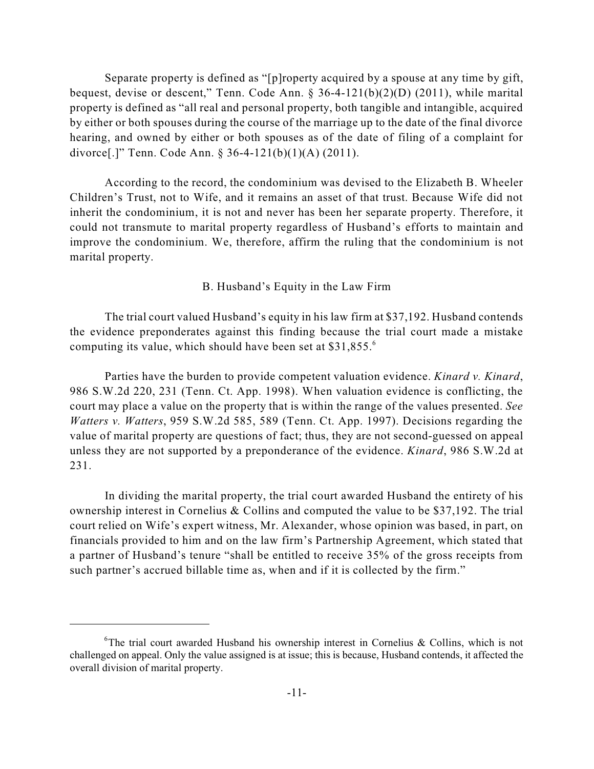Separate property is defined as "[p]roperty acquired by a spouse at any time by gift, bequest, devise or descent," Tenn. Code Ann. § 36-4-121(b)(2)(D) (2011), while marital property is defined as "all real and personal property, both tangible and intangible, acquired by either or both spouses during the course of the marriage up to the date of the final divorce hearing, and owned by either or both spouses as of the date of filing of a complaint for divorce[.]" Tenn. Code Ann. § 36-4-121(b)(1)(A) (2011).

According to the record, the condominium was devised to the Elizabeth B. Wheeler Children's Trust, not to Wife, and it remains an asset of that trust. Because Wife did not inherit the condominium, it is not and never has been her separate property. Therefore, it could not transmute to marital property regardless of Husband's efforts to maintain and improve the condominium. We, therefore, affirm the ruling that the condominium is not marital property.

### B. Husband's Equity in the Law Firm

The trial court valued Husband's equity in his law firm at $37,192. Husband contends the evidence preponderates against this finding because the trial court made a mistake computing its value, which should have been set at $31,855.[6]

Parties have the burden to provide competent valuation evidence. *Kinard v. Kinard*, 986 S.W.2d 220, 231 (Tenn. Ct. App. 1998). When valuation evidence is conflicting, the court may place a value on the property that is within the range of the values presented. *See Watters v. Watters*, 959 S.W.2d 585, 589 (Tenn. Ct. App. 1997). Decisions regarding the value of marital property are questions of fact; thus, they are not second-guessed on appeal unless they are not supported by a preponderance of the evidence. *Kinard*, 986 S.W.2d at 231.

In dividing the marital property, the trial court awarded Husband the entirety of his ownership interest in Cornelius & Collins and computed the value to be $37,192. The trial court relied on Wife's expert witness, Mr. Alexander, whose opinion was based, in part, on financials provided to him and on the law firm's Partnership Agreement, which stated that a partner of Husband's tenure "shall be entitled to receive 35% of the gross receipts from such partner's accrued billable time as, when and if it is collected by the firm."

---

[6] The trial court awarded Husband his ownership interest in Cornelius & Collins, which is not challenged on appeal. Only the value assigned is at issue; this is because, Husband contends, it affected the overall division of marital property.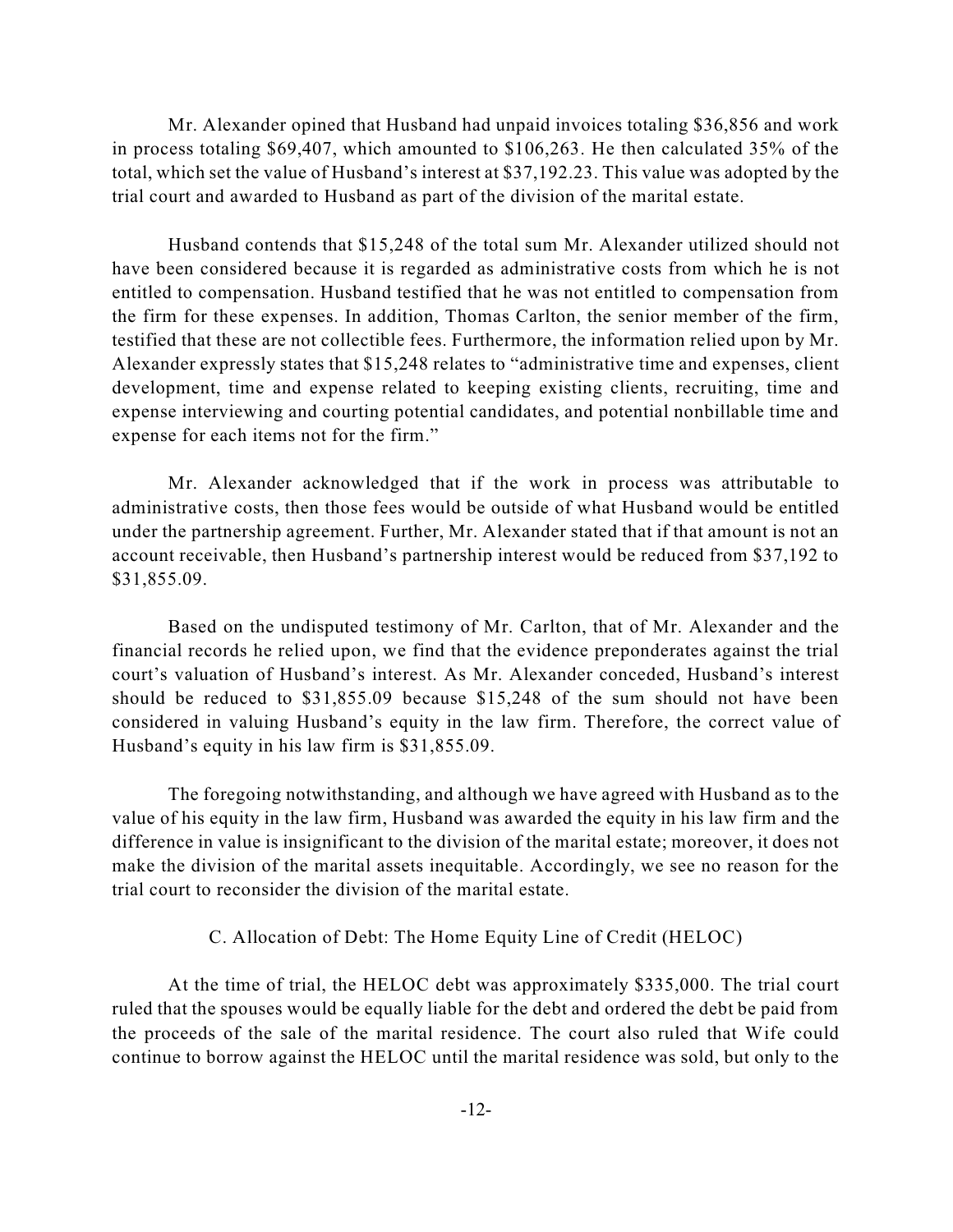Mr. Alexander opined that Husband had unpaid invoices totaling $36,856 and work in process totaling $69,407, which amounted to $106,263. He then calculated 35% of the total, which set the value of Husband's interest at $37,192.23. This value was adopted by the trial court and awarded to Husband as part of the division of the marital estate.

Husband contends that $15,248 of the total sum Mr. Alexander utilized should not have been considered because it is regarded as administrative costs from which he is not entitled to compensation. Husband testified that he was not entitled to compensation from the firm for these expenses. In addition, Thomas Carlton, the senior member of the firm, testified that these are not collectible fees. Furthermore, the information relied upon by Mr. Alexander expressly states that $15,248 relates to "administrative time and expenses, client development, time and expense related to keeping existing clients, recruiting, time and expense interviewing and courting potential candidates, and potential nonbillable time and expense for each items not for the firm."

Mr. Alexander acknowledged that if the work in process was attributable to administrative costs, then those fees would be outside of what Husband would be entitled under the partnership agreement. Further, Mr. Alexander stated that if that amount is not an account receivable, then Husband's partnership interest would be reduced from $37,192 to $31,855.09.

Based on the undisputed testimony of Mr. Carlton, that of Mr. Alexander and the financial records he relied upon, we find that the evidence preponderates against the trial court's valuation of Husband's interest. As Mr. Alexander conceded, Husband's interest should be reduced to $31,855.09 because $15,248 of the sum should not have been considered in valuing Husband's equity in the law firm. Therefore, the correct value of Husband's equity in his law firm is $31,855.09.

The foregoing notwithstanding, and although we have agreed with Husband as to the value of his equity in the law firm, Husband was awarded the equity in his law firm and the difference in value is insignificant to the division of the marital estate; moreover, it does not make the division of the marital assets inequitable. Accordingly, we see no reason for the trial court to reconsider the division of the marital estate.

### C. Allocation of Debt: The Home Equity Line of Credit (HELOC)

At the time of trial, the HELOC debt was approximately $335,000. The trial court ruled that the spouses would be equally liable for the debt and ordered the debt be paid from the proceeds of the sale of the marital residence. The court also ruled that Wife could continue to borrow against the HELOC until the marital residence was sold, but only to the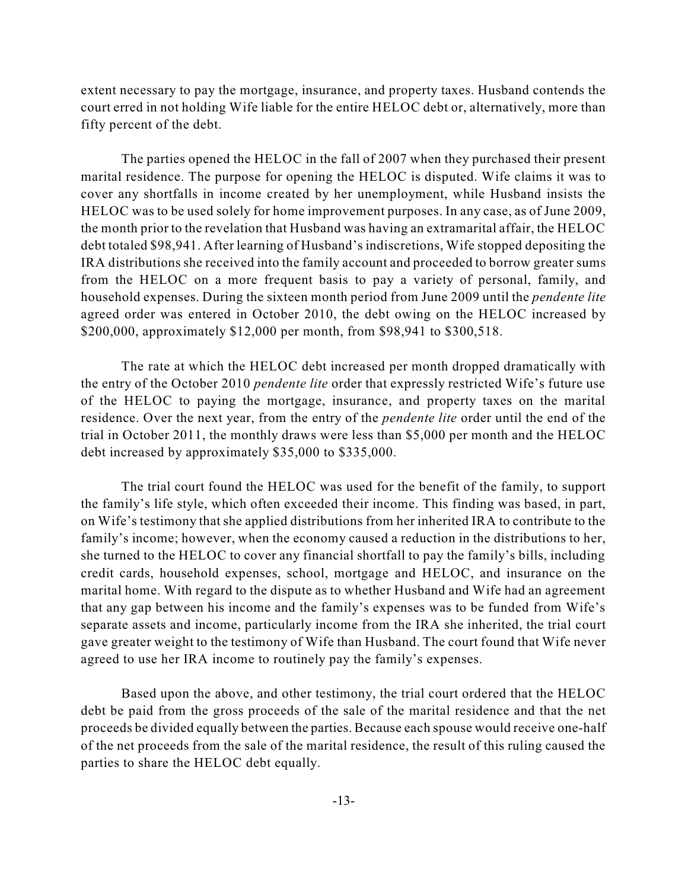extent necessary to pay the mortgage, insurance, and property taxes. Husband contends the court erred in not holding Wife liable for the entire HELOC debt or, alternatively, more than fifty percent of the debt.

The parties opened the HELOC in the fall of 2007 when they purchased their present marital residence. The purpose for opening the HELOC is disputed. Wife claims it was to cover any shortfalls in income created by her unemployment, while Husband insists the HELOC was to be used solely for home improvement purposes. In any case, as of June 2009, the month prior to the revelation that Husband was having an extramarital affair, the HELOC debt totaled $98,941. After learning of Husband's indiscretions, Wife stopped depositing the IRA distributions she received into the family account and proceeded to borrow greater sums from the HELOC on a more frequent basis to pay a variety of personal, family, and household expenses. During the sixteen month period from June 2009 until the *pendente lite* agreed order was entered in October 2010, the debt owing on the HELOC increased by $200,000, approximately $12,000 per month, from $98,941 to $300,518.

The rate at which the HELOC debt increased per month dropped dramatically with the entry of the October 2010 *pendente lite* order that expressly restricted Wife's future use of the HELOC to paying the mortgage, insurance, and property taxes on the marital residence. Over the next year, from the entry of the *pendente lite* order until the end of the trial in October 2011, the monthly draws were less than $5,000 per month and the HELOC debt increased by approximately $35,000 to $335,000.

The trial court found the HELOC was used for the benefit of the family, to support the family's life style, which often exceeded their income. This finding was based, in part, on Wife's testimony that she applied distributions from her inherited IRA to contribute to the family's income; however, when the economy caused a reduction in the distributions to her, she turned to the HELOC to cover any financial shortfall to pay the family's bills, including credit cards, household expenses, school, mortgage and HELOC, and insurance on the marital home. With regard to the dispute as to whether Husband and Wife had an agreement that any gap between his income and the family's expenses was to be funded from Wife's separate assets and income, particularly income from the IRA she inherited, the trial court gave greater weight to the testimony of Wife than Husband. The court found that Wife never agreed to use her IRA income to routinely pay the family's expenses.

Based upon the above, and other testimony, the trial court ordered that the HELOC debt be paid from the gross proceeds of the sale of the marital residence and that the net proceeds be divided equally between the parties. Because each spouse would receive one-half of the net proceeds from the sale of the marital residence, the result of this ruling caused the parties to share the HELOC debt equally.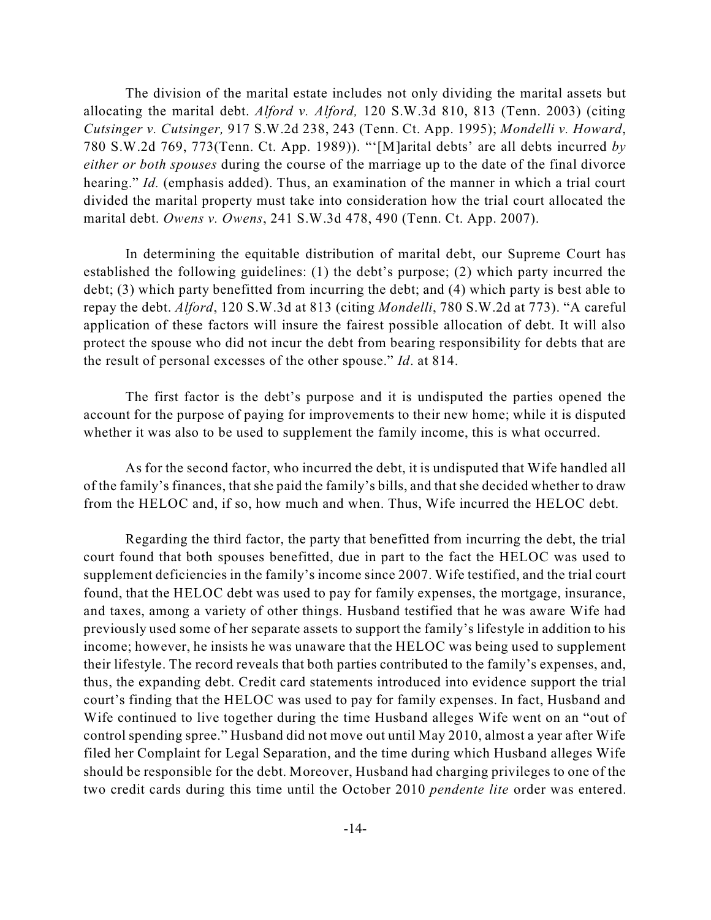The division of the marital estate includes not only dividing the marital assets but allocating the marital debt. *Alford v. Alford,* 120 S.W.3d 810, 813 (Tenn. 2003) (citing *Cutsinger v. Cutsinger,* 917 S.W.2d 238, 243 (Tenn. Ct. App. 1995); *Mondelli v. Howard*, 780 S.W.2d 769, 773(Tenn. Ct. App. 1989)). "'[M]arital debts' are all debts incurred *by either or both spouses* during the course of the marriage up to the date of the final divorce hearing." *Id.* (emphasis added). Thus, an examination of the manner in which a trial court divided the marital property must take into consideration how the trial court allocated the marital debt. *Owens v. Owens*, 241 S.W.3d 478, 490 (Tenn. Ct. App. 2007).

In determining the equitable distribution of marital debt, our Supreme Court has established the following guidelines: (1) the debt's purpose; (2) which party incurred the debt; (3) which party benefitted from incurring the debt; and (4) which party is best able to repay the debt. *Alford*, 120 S.W.3d at 813 (citing *Mondelli*, 780 S.W.2d at 773). "A careful application of these factors will insure the fairest possible allocation of debt. It will also protect the spouse who did not incur the debt from bearing responsibility for debts that are the result of personal excesses of the other spouse." *Id*. at 814.

The first factor is the debt's purpose and it is undisputed the parties opened the account for the purpose of paying for improvements to their new home; while it is disputed whether it was also to be used to supplement the family income, this is what occurred.

As for the second factor, who incurred the debt, it is undisputed that Wife handled all of the family's finances, that she paid the family's bills, and that she decided whether to draw from the HELOC and, if so, how much and when. Thus, Wife incurred the HELOC debt.

Regarding the third factor, the party that benefitted from incurring the debt, the trial court found that both spouses benefitted, due in part to the fact the HELOC was used to supplement deficiencies in the family's income since 2007. Wife testified, and the trial court found, that the HELOC debt was used to pay for family expenses, the mortgage, insurance, and taxes, among a variety of other things. Husband testified that he was aware Wife had previously used some of her separate assets to support the family's lifestyle in addition to his income; however, he insists he was unaware that the HELOC was being used to supplement their lifestyle. The record reveals that both parties contributed to the family's expenses, and, thus, the expanding debt. Credit card statements introduced into evidence support the trial court's finding that the HELOC was used to pay for family expenses. In fact, Husband and Wife continued to live together during the time Husband alleges Wife went on an "out of control spending spree." Husband did not move out until May 2010, almost a year after Wife filed her Complaint for Legal Separation, and the time during which Husband alleges Wife should be responsible for the debt. Moreover, Husband had charging privileges to one of the two credit cards during this time until the October 2010 *pendente lite* order was entered.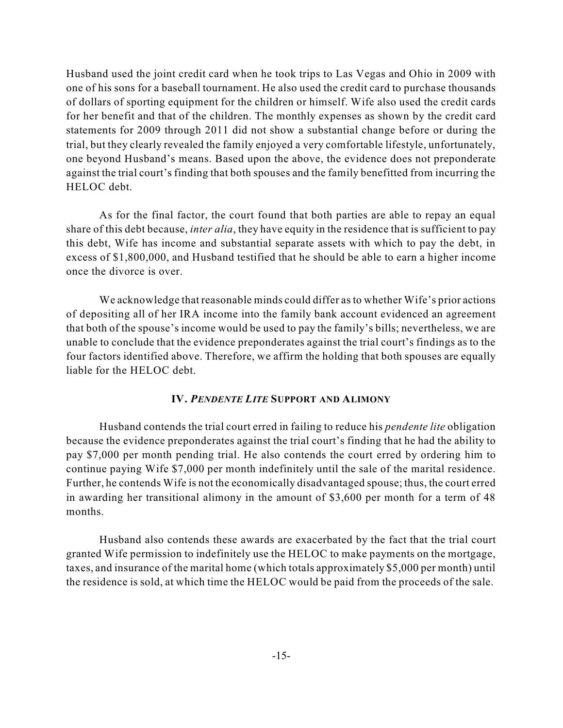Husband used the joint credit card when he took trips to Las Vegas and Ohio in 2009 with one of his sons for a baseball tournament. He also used the credit card to purchase thousands of dollars of sporting equipment for the children or himself. Wife also used the credit cards for her benefit and that of the children. The monthly expenses as shown by the credit card statements for 2009 through 2011 did not show a substantial change before or during the trial, but they clearly revealed the family enjoyed a very comfortable lifestyle, unfortunately, one beyond Husband's means. Based upon the above, the evidence does not preponderate against the trial court's finding that both spouses and the family benefitted from incurring the HELOC debt.

As for the final factor, the court found that both parties are able to repay an equal share of this debt because, *inter alia*, they have equity in the residence that is sufficient to pay this debt, Wife has income and substantial separate assets with which to pay the debt, in excess of $1,800,000, and Husband testified that he should be able to earn a higher income once the divorce is over.

We acknowledge that reasonable minds could differ as to whether Wife's prior actions of depositing all of her IRA income into the family bank account evidenced an agreement that both of the spouse's income would be used to pay the family's bills; nevertheless, we are unable to conclude that the evidence preponderates against the trial court's findings as to the four factors identified above. Therefore, we affirm the holding that both spouses are equally liable for the HELOC debt.

## IV. *PENDENTE LITE* SUPPORT AND ALIMONY

Husband contends the trial court erred in failing to reduce his *pendente lite* obligation because the evidence preponderates against the trial court's finding that he had the ability to pay $7,000 per month pending trial. He also contends the court erred by ordering him to continue paying Wife $7,000 per month indefinitely until the sale of the marital residence. Further, he contends Wife is not the economically disadvantaged spouse; thus, the court erred in awarding her transitional alimony in the amount of $3,600 per month for a term of 48 months.

Husband also contends these awards are exacerbated by the fact that the trial court granted Wife permission to indefinitely use the HELOC to make payments on the mortgage, taxes, and insurance of the marital home (which totals approximately $5,000 per month) until the residence is sold, at which time the HELOC would be paid from the proceeds of the sale.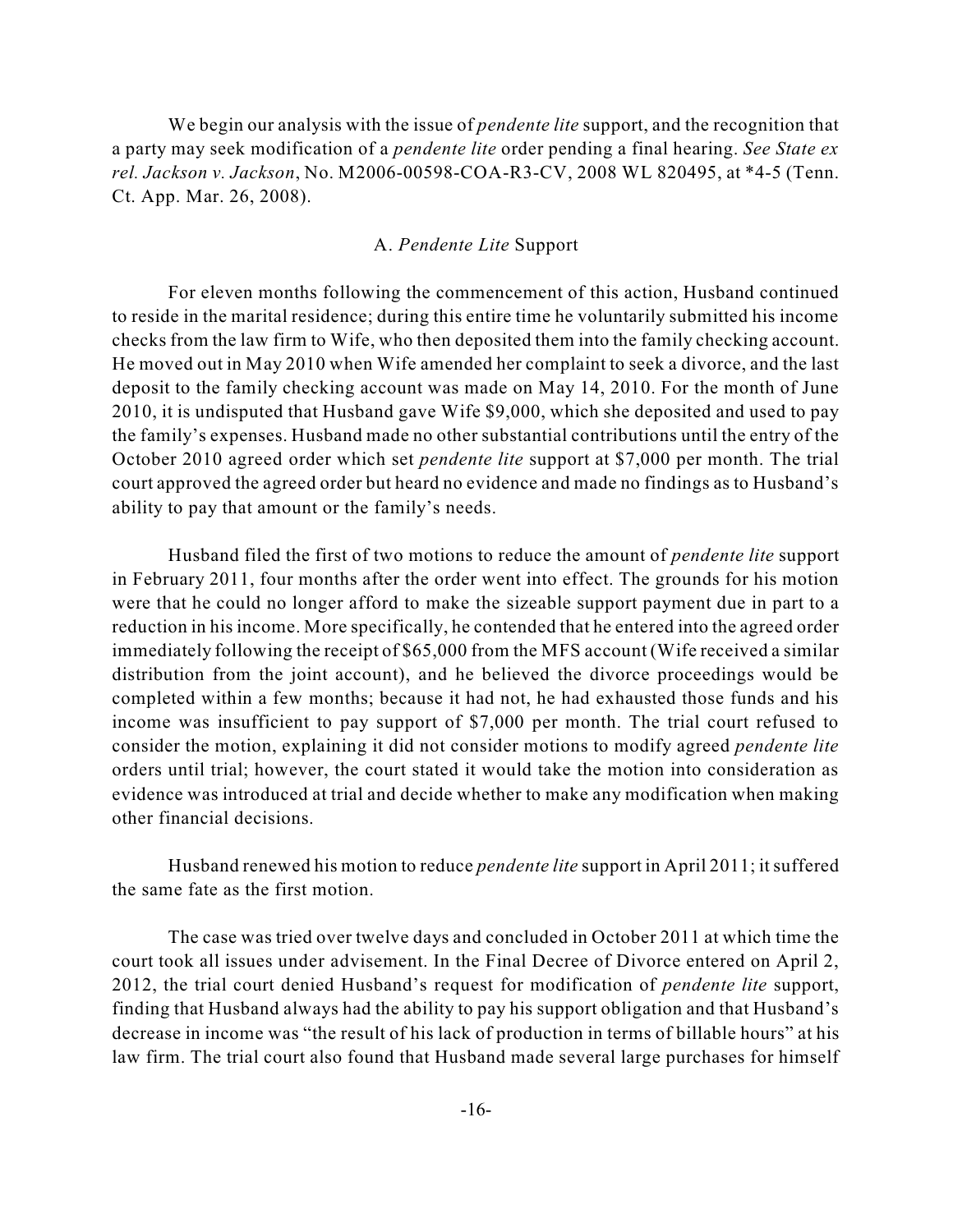We begin our analysis with the issue of *pendente lite* support, and the recognition that a party may seek modification of a *pendente lite* order pending a final hearing. *See State ex rel. Jackson v. Jackson*, No. M2006-00598-COA-R3-CV, 2008 WL 820495, at *4-5 (Tenn. Ct. App. Mar. 26, 2008).

### A. *Pendente Lite* Support

For eleven months following the commencement of this action, Husband continued to reside in the marital residence; during this entire time he voluntarily submitted his income checks from the law firm to Wife, who then deposited them into the family checking account. He moved out in May 2010 when Wife amended her complaint to seek a divorce, and the last deposit to the family checking account was made on May 14, 2010. For the month of June 2010, it is undisputed that Husband gave Wife $9,000, which she deposited and used to pay the family's expenses. Husband made no other substantial contributions until the entry of the October 2010 agreed order which set *pendente lite* support at $7,000 per month. The trial court approved the agreed order but heard no evidence and made no findings as to Husband's ability to pay that amount or the family's needs.

Husband filed the first of two motions to reduce the amount of *pendente lite* support in February 2011, four months after the order went into effect. The grounds for his motion were that he could no longer afford to make the sizeable support payment due in part to a reduction in his income. More specifically, he contended that he entered into the agreed order immediately following the receipt of $65,000 from the MFS account (Wife received a similar distribution from the joint account), and he believed the divorce proceedings would be completed within a few months; because it had not, he had exhausted those funds and his income was insufficient to pay support of $7,000 per month. The trial court refused to consider the motion, explaining it did not consider motions to modify agreed *pendente lite* orders until trial; however, the court stated it would take the motion into consideration as evidence was introduced at trial and decide whether to make any modification when making other financial decisions.

Husband renewed his motion to reduce *pendente lite* support in April 2011; it suffered the same fate as the first motion.

The case was tried over twelve days and concluded in October 2011 at which time the court took all issues under advisement. In the Final Decree of Divorce entered on April 2, 2012, the trial court denied Husband's request for modification of *pendente lite* support, finding that Husband always had the ability to pay his support obligation and that Husband's decrease in income was "the result of his lack of production in terms of billable hours" at his law firm. The trial court also found that Husband made several large purchases for himself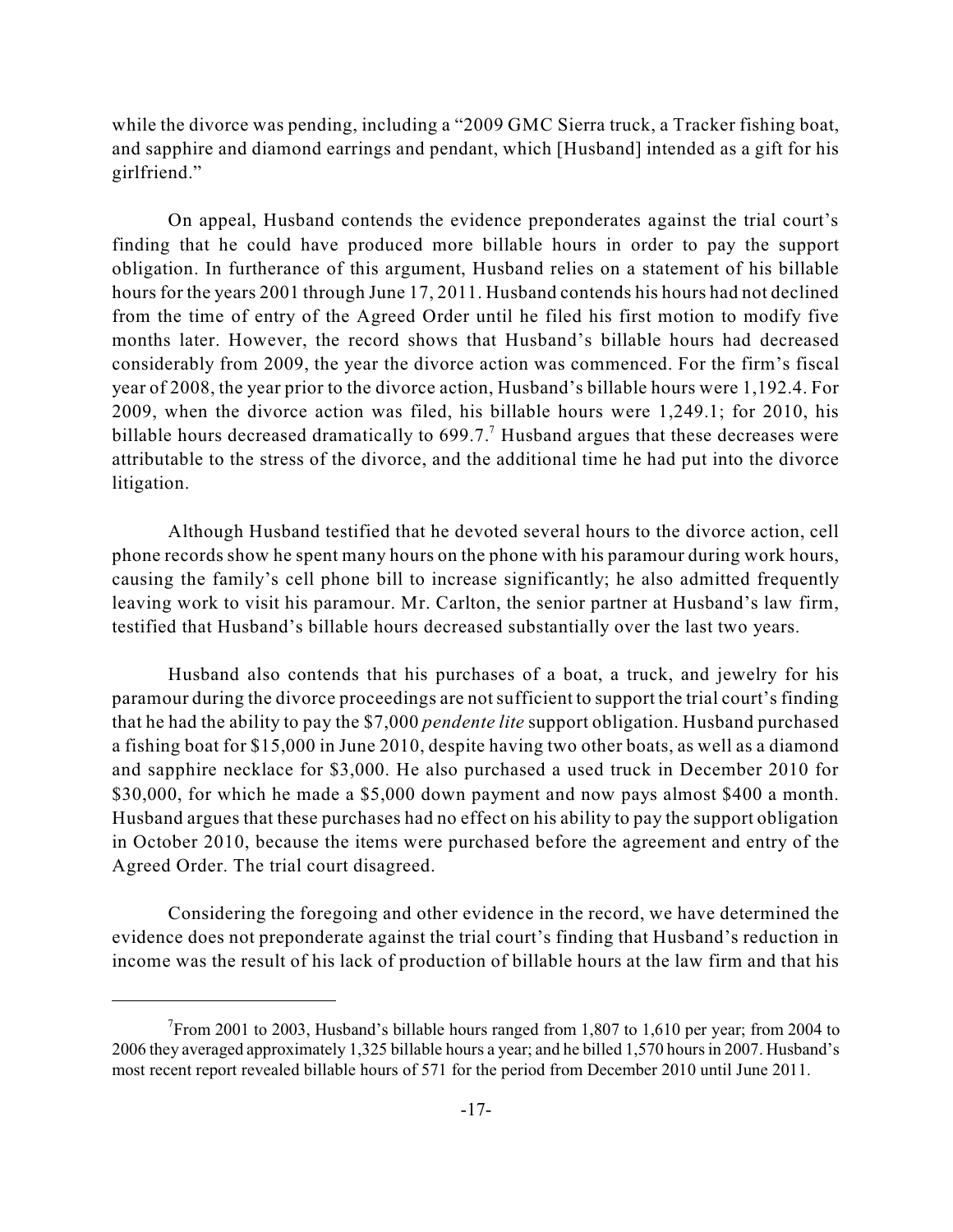while the divorce was pending, including a "2009 GMC Sierra truck, a Tracker fishing boat, and sapphire and diamond earrings and pendant, which [Husband] intended as a gift for his girlfriend."

On appeal, Husband contends the evidence preponderates against the trial court's finding that he could have produced more billable hours in order to pay the support obligation. In furtherance of this argument, Husband relies on a statement of his billable hours for the years 2001 through June 17, 2011. Husband contends his hours had not declined from the time of entry of the Agreed Order until he filed his first motion to modify five months later. However, the record shows that Husband's billable hours had decreased considerably from 2009, the year the divorce action was commenced. For the firm's fiscal year of 2008, the year prior to the divorce action, Husband's billable hours were 1,192.4. For 2009, when the divorce action was filed, his billable hours were 1,249.1; for 2010, his billable hours decreased dramatically to 699.7.[7] Husband argues that these decreases were attributable to the stress of the divorce, and the additional time he had put into the divorce litigation.

Although Husband testified that he devoted several hours to the divorce action, cell phone records show he spent many hours on the phone with his paramour during work hours, causing the family's cell phone bill to increase significantly; he also admitted frequently leaving work to visit his paramour. Mr. Carlton, the senior partner at Husband's law firm, testified that Husband's billable hours decreased substantially over the last two years.

Husband also contends that his purchases of a boat, a truck, and jewelry for his paramour during the divorce proceedings are not sufficient to support the trial court's finding that he had the ability to pay the $7,000 *pendente lite* support obligation. Husband purchased a fishing boat for $15,000 in June 2010, despite having two other boats, as well as a diamond and sapphire necklace for $3,000. He also purchased a used truck in December 2010 for $30,000, for which he made a $5,000 down payment and now pays almost $400 a month. Husband argues that these purchases had no effect on his ability to pay the support obligation in October 2010, because the items were purchased before the agreement and entry of the Agreed Order. The trial court disagreed.

Considering the foregoing and other evidence in the record, we have determined the evidence does not preponderate against the trial court's finding that Husband's reduction in income was the result of his lack of production of billable hours at the law firm and that his

---

[7] From 2001 to 2003, Husband's billable hours ranged from 1,807 to 1,610 per year; from 2004 to 2006 they averaged approximately 1,325 billable hours a year; and he billed 1,570 hours in 2007. Husband's most recent report revealed billable hours of 571 for the period from December 2010 until June 2011.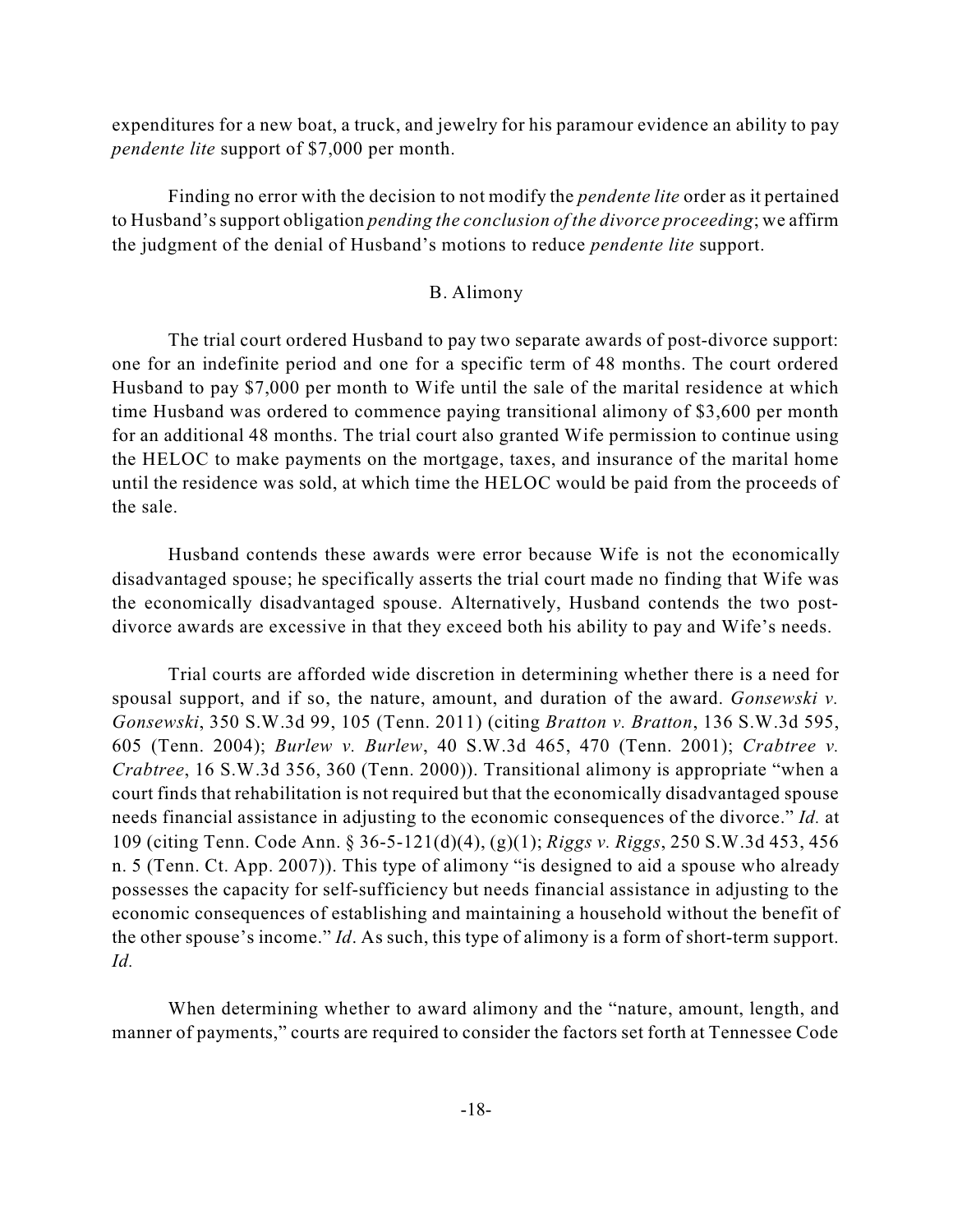expenditures for a new boat, a truck, and jewelry for his paramour evidence an ability to pay *pendente lite* support of $7,000 per month.

Finding no error with the decision to not modify the *pendente lite* order as it pertained to Husband's support obligation *pending the conclusion of the divorce proceeding*; we affirm the judgment of the denial of Husband's motions to reduce *pendente lite* support.

### B. Alimony

The trial court ordered Husband to pay two separate awards of post-divorce support: one for an indefinite period and one for a specific term of 48 months. The court ordered Husband to pay $7,000 per month to Wife until the sale of the marital residence at which time Husband was ordered to commence paying transitional alimony of $3,600 per month for an additional 48 months. The trial court also granted Wife permission to continue using the HELOC to make payments on the mortgage, taxes, and insurance of the marital home until the residence was sold, at which time the HELOC would be paid from the proceeds of the sale.

Husband contends these awards were error because Wife is not the economically disadvantaged spouse; he specifically asserts the trial court made no finding that Wife was the economically disadvantaged spouse. Alternatively, Husband contends the two post-divorce awards are excessive in that they exceed both his ability to pay and Wife's needs.

Trial courts are afforded wide discretion in determining whether there is a need for spousal support, and if so, the nature, amount, and duration of the award. *Gonsewski v. Gonsewski*, 350 S.W.3d 99, 105 (Tenn. 2011) (citing *Bratton v. Bratton*, 136 S.W.3d 595, 605 (Tenn. 2004); *Burlew v. Burlew*, 40 S.W.3d 465, 470 (Tenn. 2001); *Crabtree v. Crabtree*, 16 S.W.3d 356, 360 (Tenn. 2000)). Transitional alimony is appropriate "when a court finds that rehabilitation is not required but that the economically disadvantaged spouse needs financial assistance in adjusting to the economic consequences of the divorce." *Id.* at 109 (citing Tenn. Code Ann. § 36-5-121(d)(4), (g)(1); *Riggs v. Riggs*, 250 S.W.3d 453, 456 n. 5 (Tenn. Ct. App. 2007)). This type of alimony "is designed to aid a spouse who already possesses the capacity for self-sufficiency but needs financial assistance in adjusting to the economic consequences of establishing and maintaining a household without the benefit of the other spouse's income." *Id*. As such, this type of alimony is a form of short-term support. *Id.*

When determining whether to award alimony and the "nature, amount, length, and manner of payments," courts are required to consider the factors set forth at Tennessee Code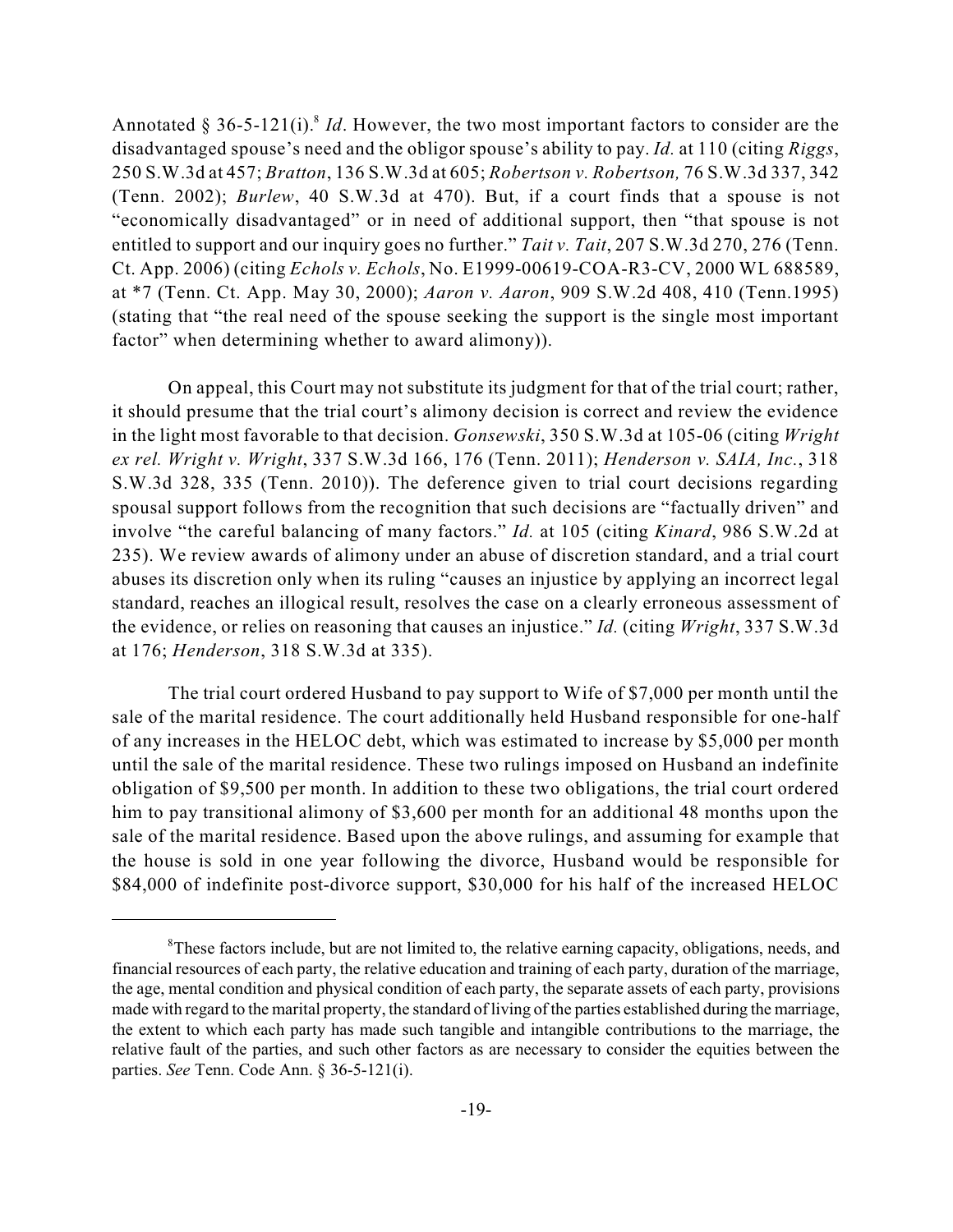Annotated § 36-5-121(i).[8] *Id*. However, the two most important factors to consider are the disadvantaged spouse's need and the obligor spouse's ability to pay. *Id.* at 110 (citing *Riggs*, 250 S.W.3d at 457; *Bratton*, 136 S.W.3d at 605; *Robertson v. Robertson,* 76 S.W.3d 337, 342 (Tenn. 2002); *Burlew*, 40 S.W.3d at 470). But, if a court finds that a spouse is not "economically disadvantaged" or in need of additional support, then "that spouse is not entitled to support and our inquiry goes no further." *Tait v. Tait*, 207 S.W.3d 270, 276 (Tenn. Ct. App. 2006) (citing *Echols v. Echols*, No. E1999-00619-COA-R3-CV, 2000 WL 688589, at *7 (Tenn. Ct. App. May 30, 2000); *Aaron v. Aaron*, 909 S.W.2d 408, 410 (Tenn.1995) (stating that "the real need of the spouse seeking the support is the single most important factor" when determining whether to award alimony)).

On appeal, this Court may not substitute its judgment for that of the trial court; rather, it should presume that the trial court's alimony decision is correct and review the evidence in the light most favorable to that decision. *Gonsewski*, 350 S.W.3d at 105-06 (citing *Wright ex rel. Wright v. Wright*, 337 S.W.3d 166, 176 (Tenn. 2011); *Henderson v. SAIA, Inc.*, 318 S.W.3d 328, 335 (Tenn. 2010)). The deference given to trial court decisions regarding spousal support follows from the recognition that such decisions are "factually driven" and involve "the careful balancing of many factors." *Id.* at 105 (citing *Kinard*, 986 S.W.2d at 235). We review awards of alimony under an abuse of discretion standard, and a trial court abuses its discretion only when its ruling "causes an injustice by applying an incorrect legal standard, reaches an illogical result, resolves the case on a clearly erroneous assessment of the evidence, or relies on reasoning that causes an injustice." *Id.* (citing *Wright*, 337 S.W.3d at 176; *Henderson*, 318 S.W.3d at 335).

The trial court ordered Husband to pay support to Wife of $7,000 per month until the sale of the marital residence. The court additionally held Husband responsible for one-half of any increases in the HELOC debt, which was estimated to increase by $5,000 per month until the sale of the marital residence. These two rulings imposed on Husband an indefinite obligation of $9,500 per month. In addition to these two obligations, the trial court ordered him to pay transitional alimony of $3,600 per month for an additional 48 months upon the sale of the marital residence. Based upon the above rulings, and assuming for example that the house is sold in one year following the divorce, Husband would be responsible for $84,000 of indefinite post-divorce support, $30,000 for his half of the increased HELOC

---

[8] These factors include, but are not limited to, the relative earning capacity, obligations, needs, and financial resources of each party, the relative education and training of each party, duration of the marriage, the age, mental condition and physical condition of each party, the separate assets of each party, provisions made with regard to the marital property, the standard of living of the parties established during the marriage, the extent to which each party has made such tangible and intangible contributions to the marriage, the relative fault of the parties, and such other factors as are necessary to consider the equities between the parties. *See* Tenn. Code Ann. § 36-5-121(i).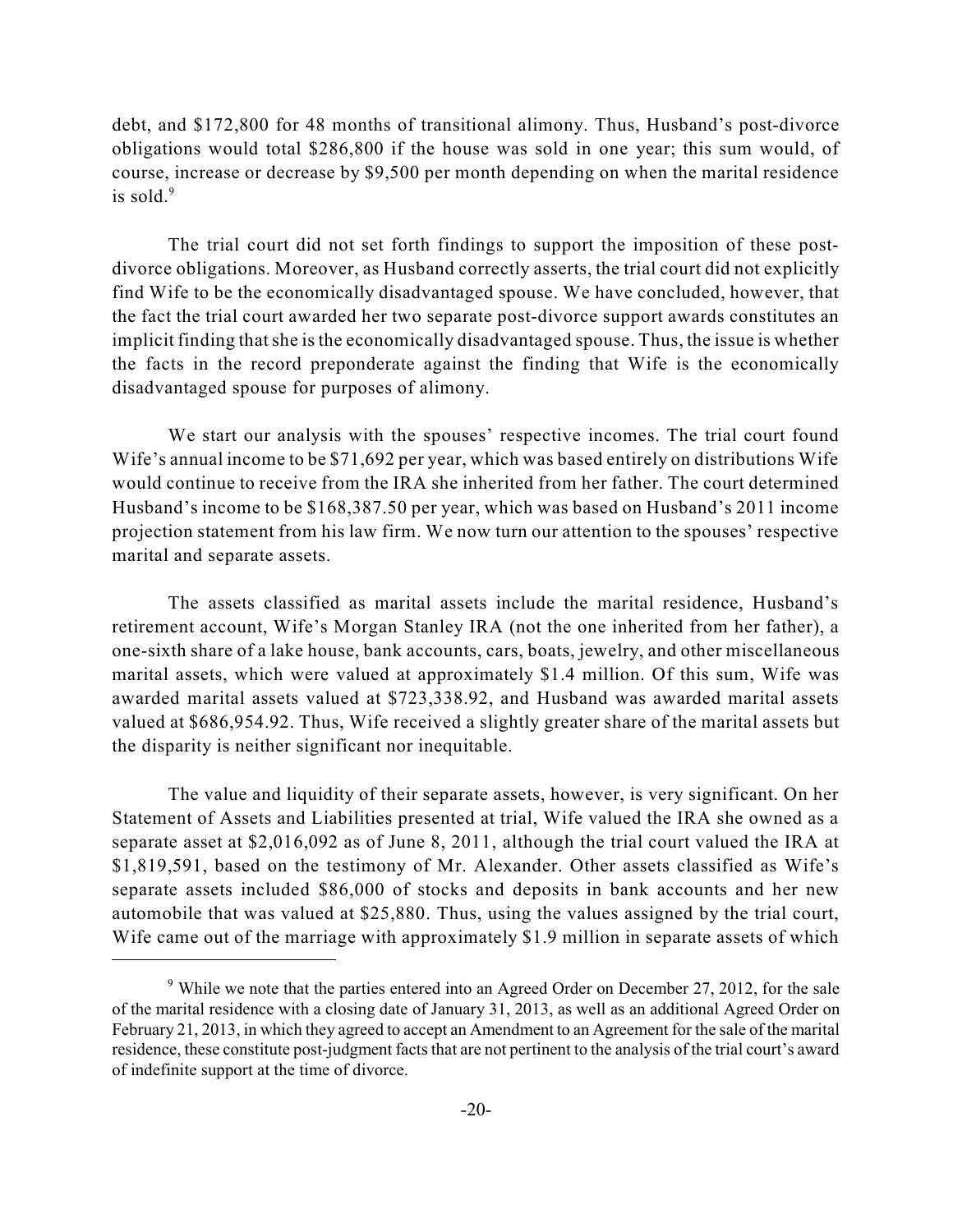debt, and $172,800 for 48 months of transitional alimony. Thus, Husband's post-divorce obligations would total $286,800 if the house was sold in one year; this sum would, of course, increase or decrease by $9,500 per month depending on when the marital residence is sold.[9]

The trial court did not set forth findings to support the imposition of these post-divorce obligations. Moreover, as Husband correctly asserts, the trial court did not explicitly find Wife to be the economically disadvantaged spouse. We have concluded, however, that the fact the trial court awarded her two separate post-divorce support awards constitutes an implicit finding that she is the economically disadvantaged spouse. Thus, the issue is whether the facts in the record preponderate against the finding that Wife is the economically disadvantaged spouse for purposes of alimony.

We start our analysis with the spouses' respective incomes. The trial court found Wife's annual income to be $71,692 per year, which was based entirely on distributions Wife would continue to receive from the IRA she inherited from her father. The court determined Husband's income to be $168,387.50 per year, which was based on Husband's 2011 income projection statement from his law firm. We now turn our attention to the spouses' respective marital and separate assets.

The assets classified as marital assets include the marital residence, Husband's retirement account, Wife's Morgan Stanley IRA (not the one inherited from her father), a one-sixth share of a lake house, bank accounts, cars, boats, jewelry, and other miscellaneous marital assets, which were valued at approximately $1.4 million. Of this sum, Wife was awarded marital assets valued at $723,338.92, and Husband was awarded marital assets valued at $686,954.92. Thus, Wife received a slightly greater share of the marital assets but the disparity is neither significant nor inequitable.

The value and liquidity of their separate assets, however, is very significant. On her Statement of Assets and Liabilities presented at trial, Wife valued the IRA she owned as a separate asset at $2,016,092 as of June 8, 2011, although the trial court valued the IRA at $1,819,591, based on the testimony of Mr. Alexander. Other assets classified as Wife's separate assets included $86,000 of stocks and deposits in bank accounts and her new automobile that was valued at $25,880. Thus, using the values assigned by the trial court, Wife came out of the marriage with approximately $1.9 million in separate assets of which

---

[9] While we note that the parties entered into an Agreed Order on December 27, 2012, for the sale of the marital residence with a closing date of January 31, 2013, as well as an additional Agreed Order on February 21, 2013, in which they agreed to accept an Amendment to an Agreement for the sale of the marital residence, these constitute post-judgment facts that are not pertinent to the analysis of the trial court's award of indefinite support at the time of divorce.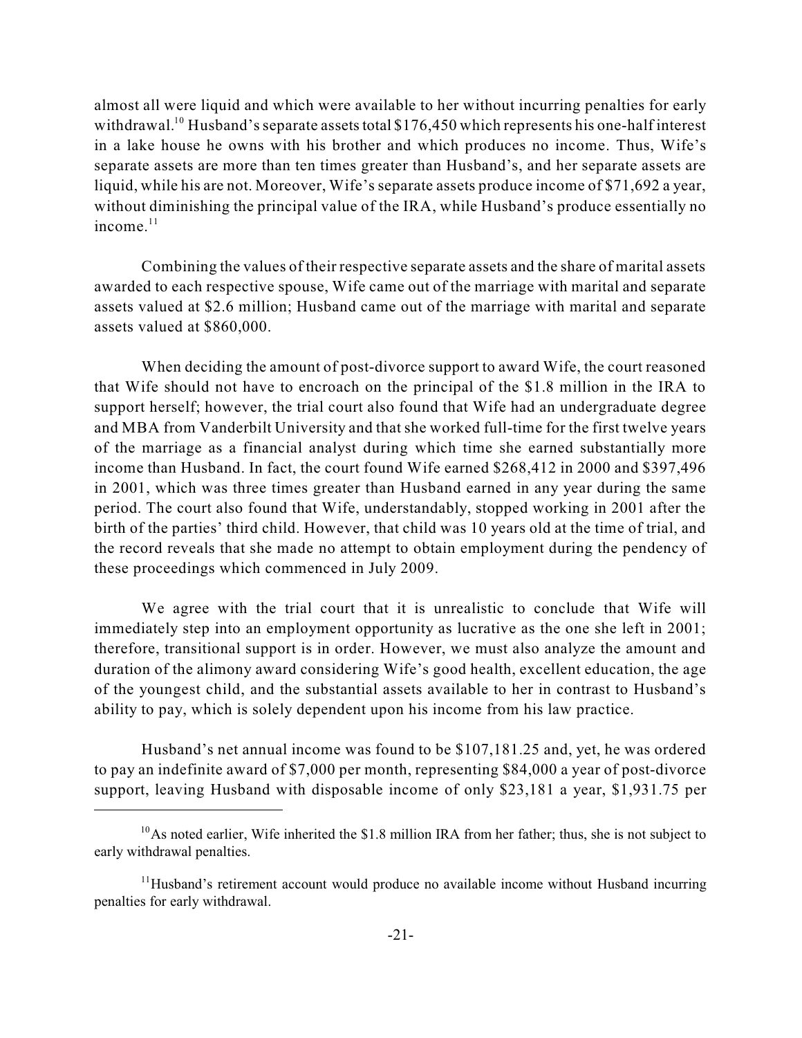almost all were liquid and which were available to her without incurring penalties for early withdrawal.[10] Husband's separate assets total $176,450 which represents his one-half interest in a lake house he owns with his brother and which produces no income. Thus, Wife's separate assets are more than ten times greater than Husband's, and her separate assets are liquid, while his are not. Moreover, Wife's separate assets produce income of $71,692 a year, without diminishing the principal value of the IRA, while Husband's produce essentially no income.[11]

Combining the values of their respective separate assets and the share of marital assets awarded to each respective spouse, Wife came out of the marriage with marital and separate assets valued at $2.6 million; Husband came out of the marriage with marital and separate assets valued at $860,000.

When deciding the amount of post-divorce support to award Wife, the court reasoned that Wife should not have to encroach on the principal of the $1.8 million in the IRA to support herself; however, the trial court also found that Wife had an undergraduate degree and MBA from Vanderbilt University and that she worked full-time for the first twelve years of the marriage as a financial analyst during which time she earned substantially more income than Husband. In fact, the court found Wife earned $268,412 in 2000 and $397,496 in 2001, which was three times greater than Husband earned in any year during the same period. The court also found that Wife, understandably, stopped working in 2001 after the birth of the parties' third child. However, that child was 10 years old at the time of trial, and the record reveals that she made no attempt to obtain employment during the pendency of these proceedings which commenced in July 2009.

We agree with the trial court that it is unrealistic to conclude that Wife will immediately step into an employment opportunity as lucrative as the one she left in 2001; therefore, transitional support is in order. However, we must also analyze the amount and duration of the alimony award considering Wife's good health, excellent education, the age of the youngest child, and the substantial assets available to her in contrast to Husband's ability to pay, which is solely dependent upon his income from his law practice.

Husband's net annual income was found to be $107,181.25 and, yet, he was ordered to pay an indefinite award of $7,000 per month, representing $84,000 a year of post-divorce support, leaving Husband with disposable income of only $23,181 a year, $1,931.75 per

---

[10] As noted earlier, Wife inherited the $1.8 million IRA from her father; thus, she is not subject to early withdrawal penalties.

[11] Husband's retirement account would produce no available income without Husband incurring penalties for early withdrawal.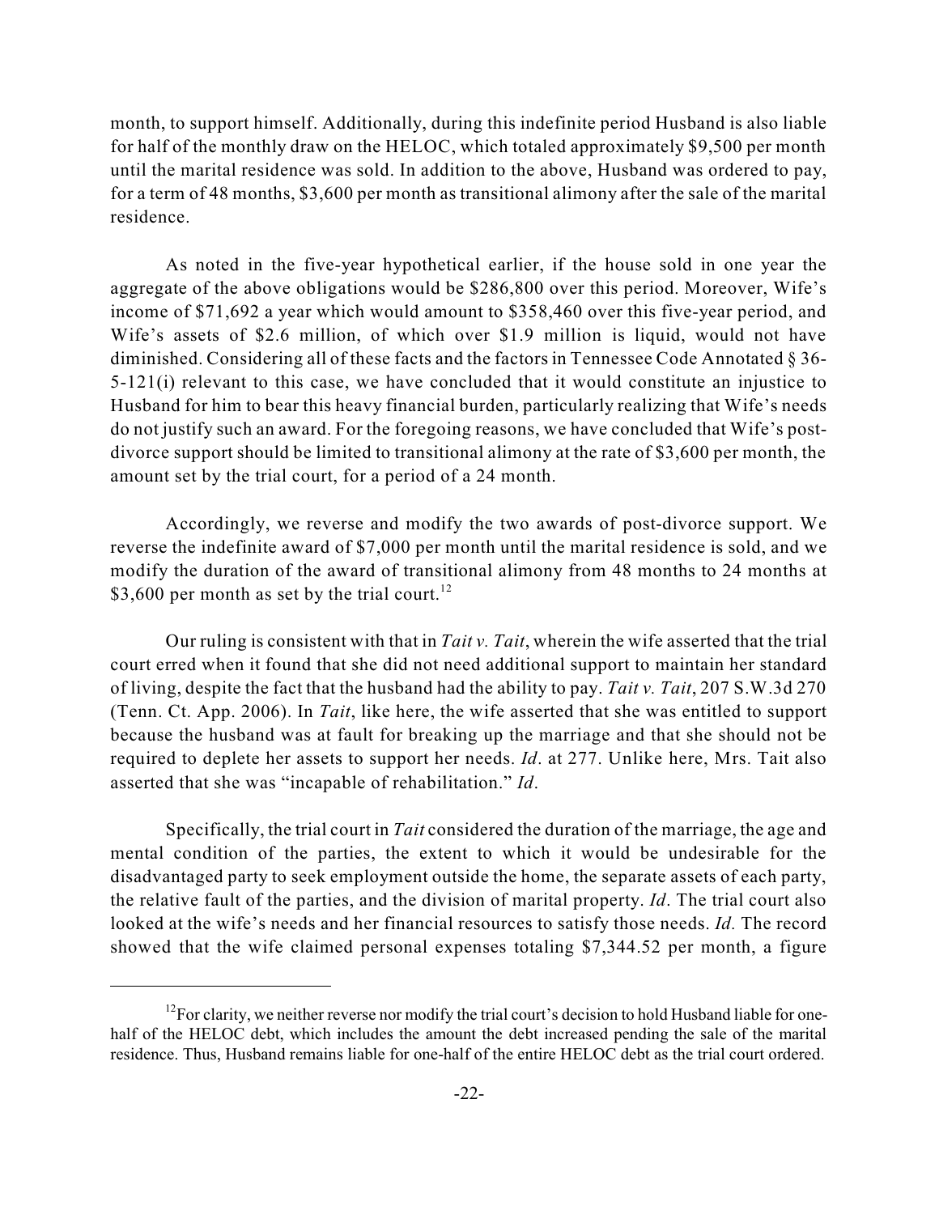month, to support himself. Additionally, during this indefinite period Husband is also liable for half of the monthly draw on the HELOC, which totaled approximately $9,500 per month until the marital residence was sold. In addition to the above, Husband was ordered to pay, for a term of 48 months, $3,600 per month as transitional alimony after the sale of the marital residence.

As noted in the five-year hypothetical earlier, if the house sold in one year the aggregate of the above obligations would be $286,800 over this period. Moreover, Wife's income of $71,692 a year which would amount to $358,460 over this five-year period, and Wife's assets of $2.6 million, of which over $1.9 million is liquid, would not have diminished. Considering all of these facts and the factors in Tennessee Code Annotated § 36-5-121(i) relevant to this case, we have concluded that it would constitute an injustice to Husband for him to bear this heavy financial burden, particularly realizing that Wife's needs do not justify such an award. For the foregoing reasons, we have concluded that Wife's post-divorce support should be limited to transitional alimony at the rate of $3,600 per month, the amount set by the trial court, for a period of a 24 month.

Accordingly, we reverse and modify the two awards of post-divorce support. We reverse the indefinite award of $7,000 per month until the marital residence is sold, and we modify the duration of the award of transitional alimony from 48 months to 24 months at $3,600 per month as set by the trial court.[12]

Our ruling is consistent with that in *Tait v. Tait*, wherein the wife asserted that the trial court erred when it found that she did not need additional support to maintain her standard of living, despite the fact that the husband had the ability to pay. *Tait v. Tait*, 207 S.W.3d 270 (Tenn. Ct. App. 2006). In *Tait*, like here, the wife asserted that she was entitled to support because the husband was at fault for breaking up the marriage and that she should not be required to deplete her assets to support her needs. *Id*. at 277. Unlike here, Mrs. Tait also asserted that she was "incapable of rehabilitation." *Id*.

Specifically, the trial court in *Tait* considered the duration of the marriage, the age and mental condition of the parties, the extent to which it would be undesirable for the disadvantaged party to seek employment outside the home, the separate assets of each party, the relative fault of the parties, and the division of marital property. *Id*. The trial court also looked at the wife's needs and her financial resources to satisfy those needs. *Id*. The record showed that the wife claimed personal expenses totaling $7,344.52 per month, a figure

[12] For clarity, we neither reverse nor modify the trial court's decision to hold Husband liable for one-half of the HELOC debt, which includes the amount the debt increased pending the sale of the marital residence. Thus, Husband remains liable for one-half of the entire HELOC debt as the trial court ordered.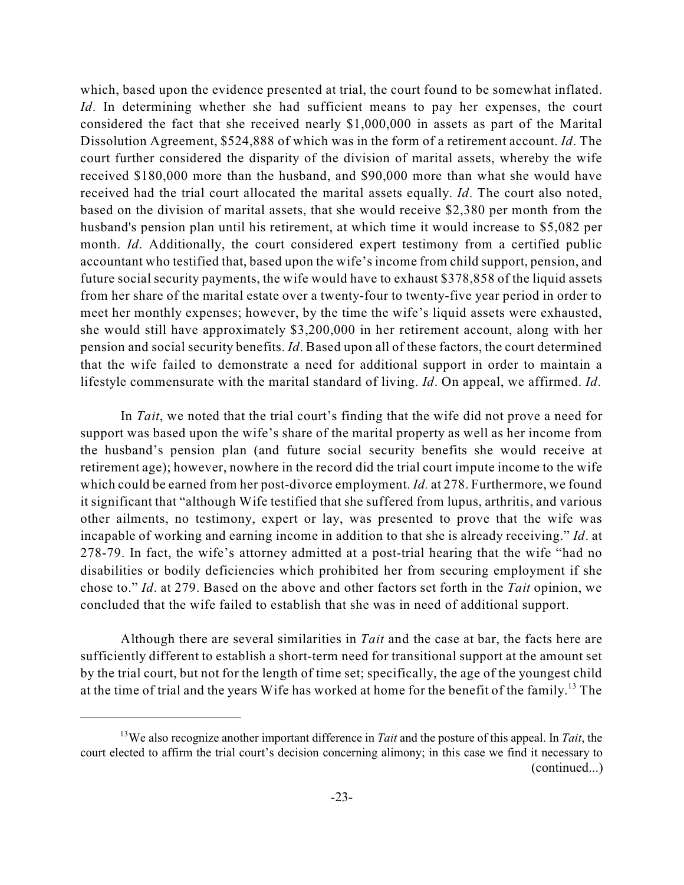which, based upon the evidence presented at trial, the court found to be somewhat inflated. *Id*. In determining whether she had sufficient means to pay her expenses, the court considered the fact that she received nearly $1,000,000 in assets as part of the Marital Dissolution Agreement, $524,888 of which was in the form of a retirement account. *Id*. The court further considered the disparity of the division of marital assets, whereby the wife received $180,000 more than the husband, and $90,000 more than what she would have received had the trial court allocated the marital assets equally. *Id*. The court also noted, based on the division of marital assets, that she would receive $2,380 per month from the husband's pension plan until his retirement, at which time it would increase to $5,082 per month. *Id*. Additionally, the court considered expert testimony from a certified public accountant who testified that, based upon the wife's income from child support, pension, and future social security payments, the wife would have to exhaust $378,858 of the liquid assets from her share of the marital estate over a twenty-four to twenty-five year period in order to meet her monthly expenses; however, by the time the wife's liquid assets were exhausted, she would still have approximately $3,200,000 in her retirement account, along with her pension and social security benefits. *Id*. Based upon all of these factors, the court determined that the wife failed to demonstrate a need for additional support in order to maintain a lifestyle commensurate with the marital standard of living. *Id*. On appeal, we affirmed. *Id*.

In *Tait*, we noted that the trial court's finding that the wife did not prove a need for support was based upon the wife's share of the marital property as well as her income from the husband's pension plan (and future social security benefits she would receive at retirement age); however, nowhere in the record did the trial court impute income to the wife which could be earned from her post-divorce employment. *Id.* at 278. Furthermore, we found it significant that "although Wife testified that she suffered from lupus, arthritis, and various other ailments, no testimony, expert or lay, was presented to prove that the wife was incapable of working and earning income in addition to that she is already receiving." *Id*. at 278-79. In fact, the wife's attorney admitted at a post-trial hearing that the wife "had no disabilities or bodily deficiencies which prohibited her from securing employment if she chose to." *Id*. at 279. Based on the above and other factors set forth in the *Tait* opinion, we concluded that the wife failed to establish that she was in need of additional support.

Although there are several similarities in *Tait* and the case at bar, the facts here are sufficiently different to establish a short-term need for transitional support at the amount set by the trial court, but not for the length of time set; specifically, the age of the youngest child at the time of trial and the years Wife has worked at home for the benefit of the family.[13] The

---

[13]We also recognize another important difference in *Tait* and the posture of this appeal. In *Tait*, the court elected to affirm the trial court's decision concerning alimony; in this case we find it necessary to (continued...)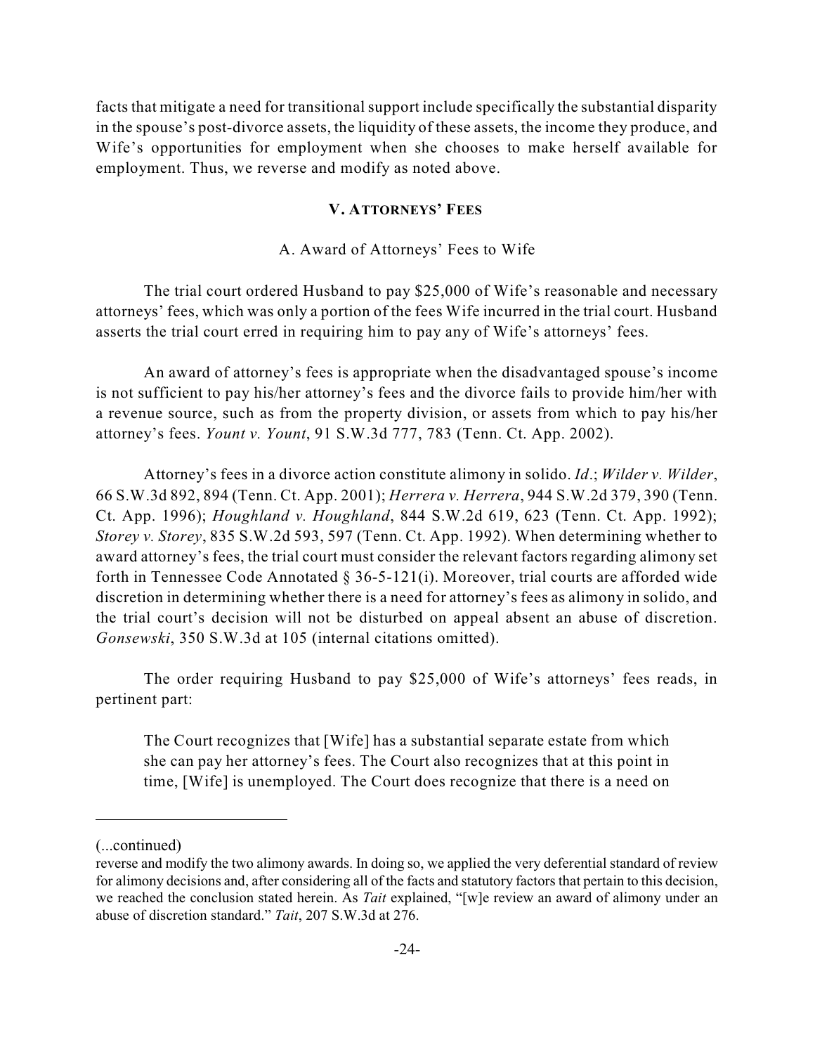facts that mitigate a need for transitional support include specifically the substantial disparity in the spouse's post-divorce assets, the liquidity of these assets, the income they produce, and Wife's opportunities for employment when she chooses to make herself available for employment. Thus, we reverse and modify as noted above.

## V. ATTORNEYS' FEES

### A. Award of Attorneys' Fees to Wife

The trial court ordered Husband to pay $25,000 of Wife's reasonable and necessary attorneys' fees, which was only a portion of the fees Wife incurred in the trial court. Husband asserts the trial court erred in requiring him to pay any of Wife's attorneys' fees.

An award of attorney's fees is appropriate when the disadvantaged spouse's income is not sufficient to pay his/her attorney's fees and the divorce fails to provide him/her with a revenue source, such as from the property division, or assets from which to pay his/her attorney's fees. *Yount v. Yount*, 91 S.W.3d 777, 783 (Tenn. Ct. App. 2002).

Attorney's fees in a divorce action constitute alimony in solido. *Id*.; *Wilder v. Wilder*, 66 S.W.3d 892, 894 (Tenn. Ct. App. 2001); *Herrera v. Herrera*, 944 S.W.2d 379, 390 (Tenn. Ct. App. 1996); *Houghland v. Houghland*, 844 S.W.2d 619, 623 (Tenn. Ct. App. 1992); *Storey v. Storey*, 835 S.W.2d 593, 597 (Tenn. Ct. App. 1992). When determining whether to award attorney's fees, the trial court must consider the relevant factors regarding alimony set forth in Tennessee Code Annotated § 36-5-121(i). Moreover, trial courts are afforded wide discretion in determining whether there is a need for attorney's fees as alimony in solido, and the trial court's decision will not be disturbed on appeal absent an abuse of discretion. *Gonsewski*, 350 S.W.3d at 105 (internal citations omitted).

The order requiring Husband to pay $25,000 of Wife's attorneys' fees reads, in pertinent part:

> The Court recognizes that [Wife] has a substantial separate estate from which she can pay her attorney's fees. The Court also recognizes that at this point in time, [Wife] is unemployed. The Court does recognize that there is a need on

---

(...continued)

reverse and modify the two alimony awards. In doing so, we applied the very deferential standard of review for alimony decisions and, after considering all of the facts and statutory factors that pertain to this decision, we reached the conclusion stated herein. As *Tait* explained, "[w]e review an award of alimony under an abuse of discretion standard." *Tait*, 207 S.W.3d at 276.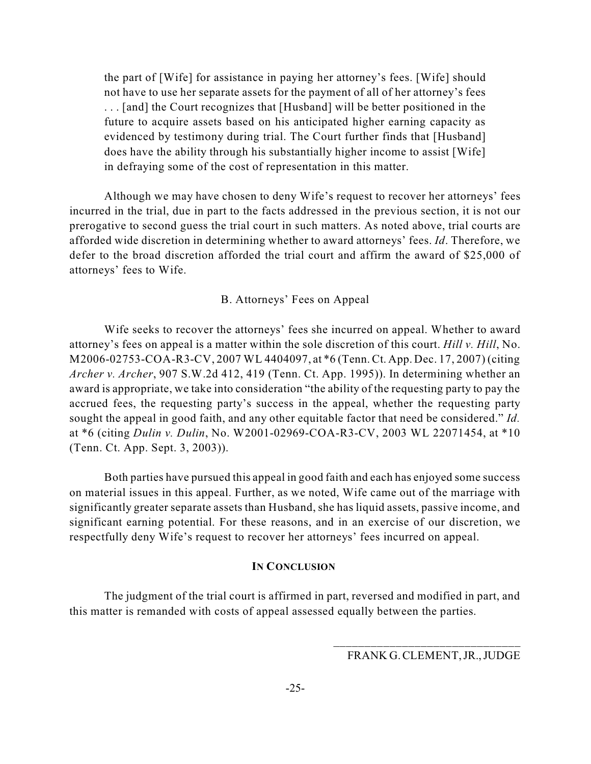> the part of [Wife] for assistance in paying her attorney's fees. [Wife] should not have to use her separate assets for the payment of all of her attorney's fees . . . [and] the Court recognizes that [Husband] will be better positioned in the future to acquire assets based on his anticipated higher earning capacity as evidenced by testimony during trial. The Court further finds that [Husband] does have the ability through his substantially higher income to assist [Wife] in defraying some of the cost of representation in this matter.

Although we may have chosen to deny Wife's request to recover her attorneys' fees incurred in the trial, due in part to the facts addressed in the previous section, it is not our prerogative to second guess the trial court in such matters. As noted above, trial courts are afforded wide discretion in determining whether to award attorneys' fees. *Id*. Therefore, we defer to the broad discretion afforded the trial court and affirm the award of $25,000 of attorneys' fees to Wife.

### B. Attorneys' Fees on Appeal

Wife seeks to recover the attorneys' fees she incurred on appeal. Whether to award attorney's fees on appeal is a matter within the sole discretion of this court. *Hill v. Hill*, No. M2006-02753-COA-R3-CV, 2007 WL 4404097, at *6 (Tenn. Ct. App. Dec. 17, 2007) (citing *Archer v. Archer*, 907 S.W.2d 412, 419 (Tenn. Ct. App. 1995)). In determining whether an award is appropriate, we take into consideration "the ability of the requesting party to pay the accrued fees, the requesting party's success in the appeal, whether the requesting party sought the appeal in good faith, and any other equitable factor that need be considered." *Id.* at *6 (citing *Dulin v. Dulin*, No. W2001-02969-COA-R3-CV, 2003 WL 22071454, at *10 (Tenn. Ct. App. Sept. 3, 2003)).

Both parties have pursued this appeal in good faith and each has enjoyed some success on material issues in this appeal. Further, as we noted, Wife came out of the marriage with significantly greater separate assets than Husband, she has liquid assets, passive income, and significant earning potential. For these reasons, and in an exercise of our discretion, we respectfully deny Wife's request to recover her attorneys' fees incurred on appeal.

## IN CONCLUSION

The judgment of the trial court is affirmed in part, reversed and modified in part, and this matter is remanded with costs of appeal assessed equally between the parties.

\_\_\_\_\_\_\_\_\_\_\_\_\_\_\_\_\_\_\_\_\_\_\_\_\_\_\_\_\_\_\_\_

FRANK G. CLEMENT, JR., JUDGE